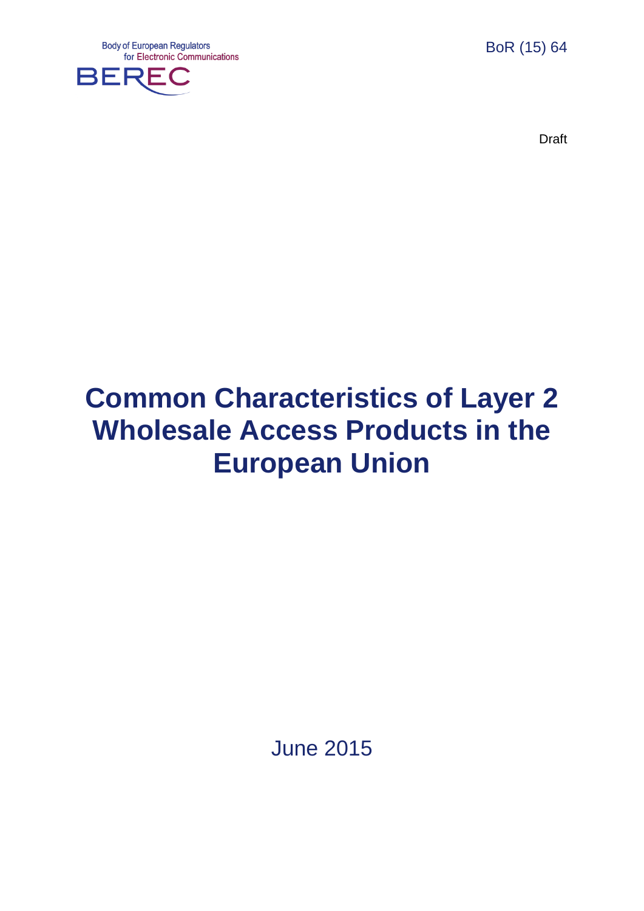Body of European Regulators
for Electronic Communications

BEREC

BoR (15) 64

Draft

# Common Characteristics of Layer 2 Wholesale Access Products in the European Union

June 2015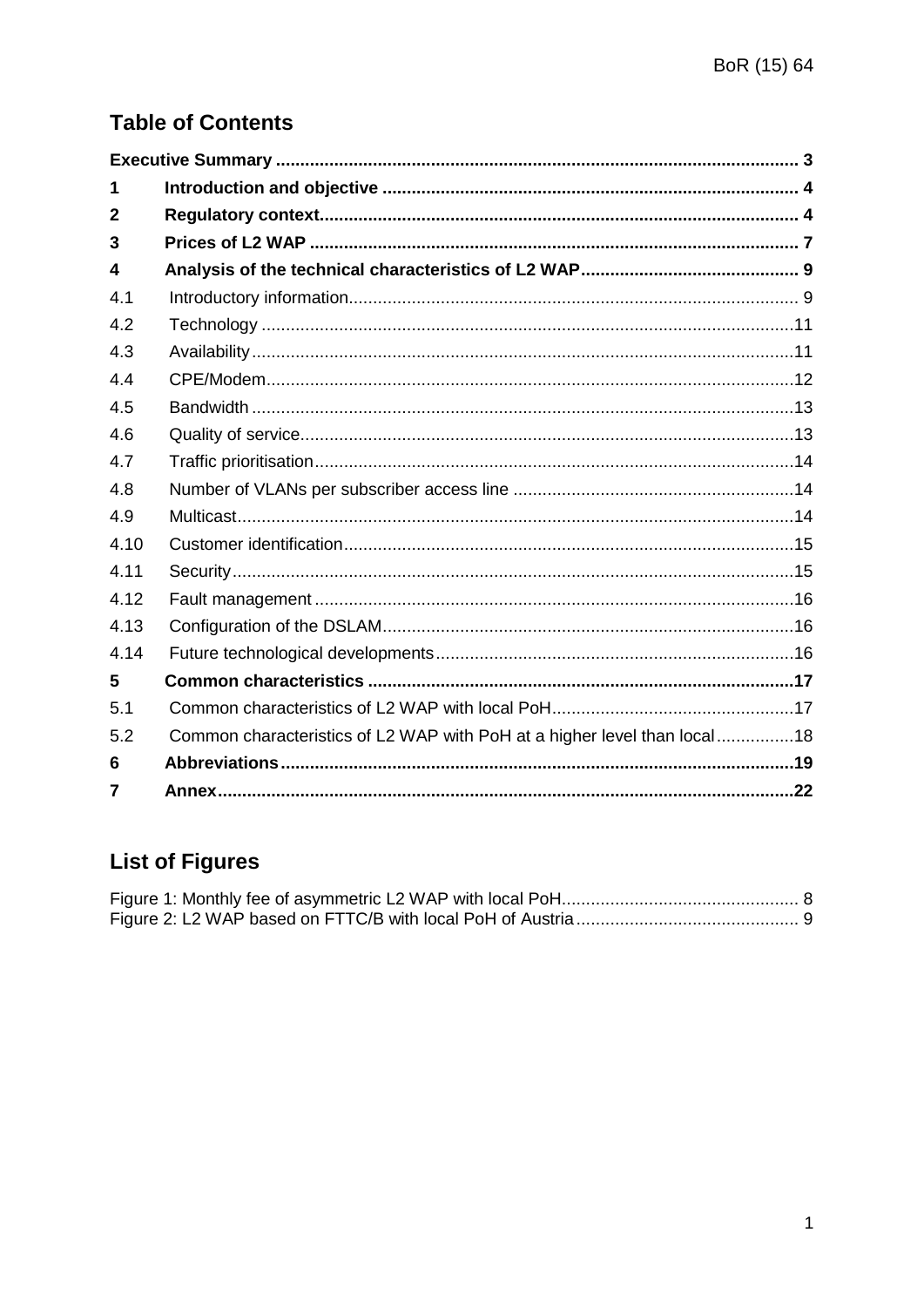## Table of Contents

**Executive Summary** .......... 3

| | | |
|---|---|---|
| **1** | **Introduction and objective** | **4** |
| **2** | **Regulatory context** | **4** |
| **3** | **Prices of L2 WAP** | **7** |
| **4** | **Analysis of the technical characteristics of L2 WAP** | **9** |
| 4.1 | Introductory information | 9 |
| 4.2 | Technology | 11 |
| 4.3 | Availability | 11 |
| 4.4 | CPE/Modem | 12 |
| 4.5 | Bandwidth | 13 |
| 4.6 | Quality of service | 13 |
| 4.7 | Traffic prioritisation | 14 |
| 4.8 | Number of VLANs per subscriber access line | 14 |
| 4.9 | Multicast | 14 |
| 4.10 | Customer identification | 15 |
| 4.11 | Security | 15 |
| 4.12 | Fault management | 16 |
| 4.13 | Configuration of the DSLAM | 16 |
| 4.14 | Future technological developments | 16 |
| **5** | **Common characteristics** | **17** |
| 5.1 | Common characteristics of L2 WAP with local PoH | 17 |
| 5.2 | Common characteristics of L2 WAP with PoH at a higher level than local | 18 |
| **6** | **Abbreviations** | **19** |
| **7** | **Annex** | **22** |

## List of Figures

Figure 1: Monthly fee of asymmetric L2 WAP with local PoH .......... 8
Figure 2: L2 WAP based on FTTC/B with local PoH of Austria .......... 9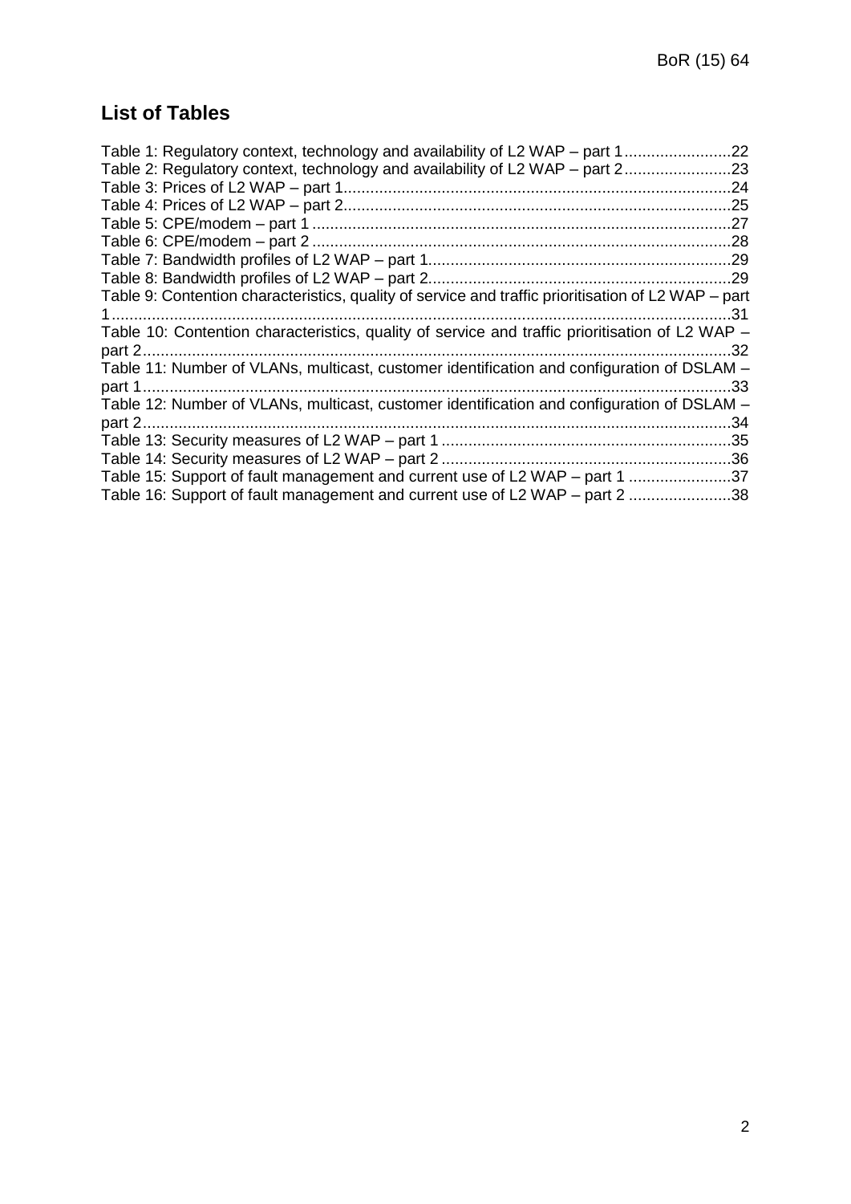## List of Tables

Table 1: Regulatory context, technology and availability of L2 WAP – part 1........................22
Table 2: Regulatory context, technology and availability of L2 WAP – part 2........................23
Table 3: Prices of L2 WAP – part 1.......................................................................................24
Table 4: Prices of L2 WAP – part 2.......................................................................................25
Table 5: CPE/modem – part 1 ..............................................................................................27
Table 6: CPE/modem – part 2 ..............................................................................................28
Table 7: Bandwidth profiles of L2 WAP – part 1....................................................................29
Table 8: Bandwidth profiles of L2 WAP – part 2....................................................................29
Table 9: Contention characteristics, quality of service and traffic prioritisation of L2 WAP – part 1............................................................................................................................................31
Table 10: Contention characteristics, quality of service and traffic prioritisation of L2 WAP – part 2....................................................................................................................................32
Table 11: Number of VLANs, multicast, customer identification and configuration of DSLAM – part 1....................................................................................................................................33
Table 12: Number of VLANs, multicast, customer identification and configuration of DSLAM – part 2....................................................................................................................................34
Table 13: Security measures of L2 WAP – part 1 .................................................................35
Table 14: Security measures of L2 WAP – part 2 .................................................................36
Table 15: Support of fault management and current use of L2 WAP – part 1 .......................37
Table 16: Support of fault management and current use of L2 WAP – part 2 .......................38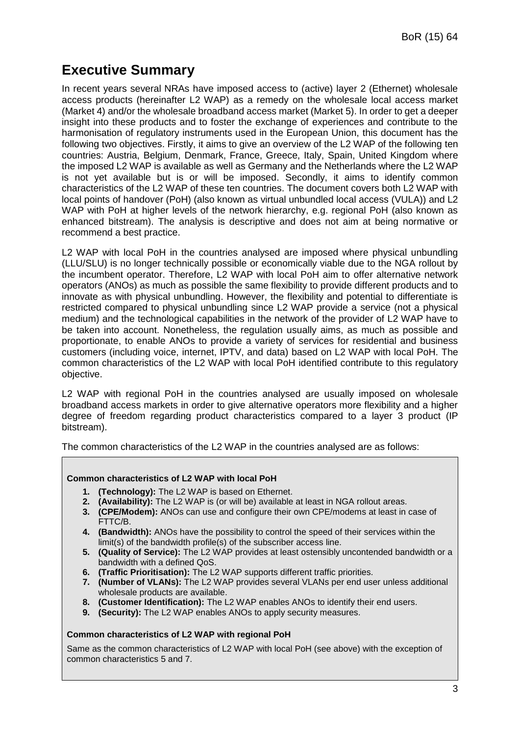# Executive Summary

In recent years several NRAs have imposed access to (active) layer 2 (Ethernet) wholesale access products (hereinafter L2 WAP) as a remedy on the wholesale local access market (Market 4) and/or the wholesale broadband access market (Market 5). In order to get a deeper insight into these products and to foster the exchange of experiences and contribute to the harmonisation of regulatory instruments used in the European Union, this document has the following two objectives. Firstly, it aims to give an overview of the L2 WAP of the following ten countries: Austria, Belgium, Denmark, France, Greece, Italy, Spain, United Kingdom where the imposed L2 WAP is available as well as Germany and the Netherlands where the L2 WAP is not yet available but is or will be imposed. Secondly, it aims to identify common characteristics of the L2 WAP of these ten countries. The document covers both L2 WAP with local points of handover (PoH) (also known as virtual unbundled local access (VULA)) and L2 WAP with PoH at higher levels of the network hierarchy, e.g. regional PoH (also known as enhanced bitstream). The analysis is descriptive and does not aim at being normative or recommend a best practice.

L2 WAP with local PoH in the countries analysed are imposed where physical unbundling (LLU/SLU) is no longer technically possible or economically viable due to the NGA rollout by the incumbent operator. Therefore, L2 WAP with local PoH aim to offer alternative network operators (ANOs) as much as possible the same flexibility to provide different products and to innovate as with physical unbundling. However, the flexibility and potential to differentiate is restricted compared to physical unbundling since L2 WAP provide a service (not a physical medium) and the technological capabilities in the network of the provider of L2 WAP have to be taken into account. Nonetheless, the regulation usually aims, as much as possible and proportionate, to enable ANOs to provide a variety of services for residential and business customers (including voice, internet, IPTV, and data) based on L2 WAP with local PoH. The common characteristics of the L2 WAP with local PoH identified contribute to this regulatory objective.

L2 WAP with regional PoH in the countries analysed are usually imposed on wholesale broadband access markets in order to give alternative operators more flexibility and a higher degree of freedom regarding product characteristics compared to a layer 3 product (IP bitstream).

The common characteristics of the L2 WAP in the countries analysed are as follows:

**Common characteristics of L2 WAP with local PoH**

1. **(Technology):** The L2 WAP is based on Ethernet.
2. **(Availability):** The L2 WAP is (or will be) available at least in NGA rollout areas.
3. **(CPE/Modem):** ANOs can use and configure their own CPE/modems at least in case of FTTC/B.
4. **(Bandwidth):** ANOs have the possibility to control the speed of their services within the limit(s) of the bandwidth profile(s) of the subscriber access line.
5. **(Quality of Service):** The L2 WAP provides at least ostensibly uncontended bandwidth or a bandwidth with a defined QoS.
6. **(Traffic Prioritisation):** The L2 WAP supports different traffic priorities.
7. **(Number of VLANs):** The L2 WAP provides several VLANs per end user unless additional wholesale products are available.
8. **(Customer Identification):** The L2 WAP enables ANOs to identify their end users.
9. **(Security):** The L2 WAP enables ANOs to apply security measures.

**Common characteristics of L2 WAP with regional PoH**

Same as the common characteristics of L2 WAP with local PoH (see above) with the exception of common characteristics 5 and 7.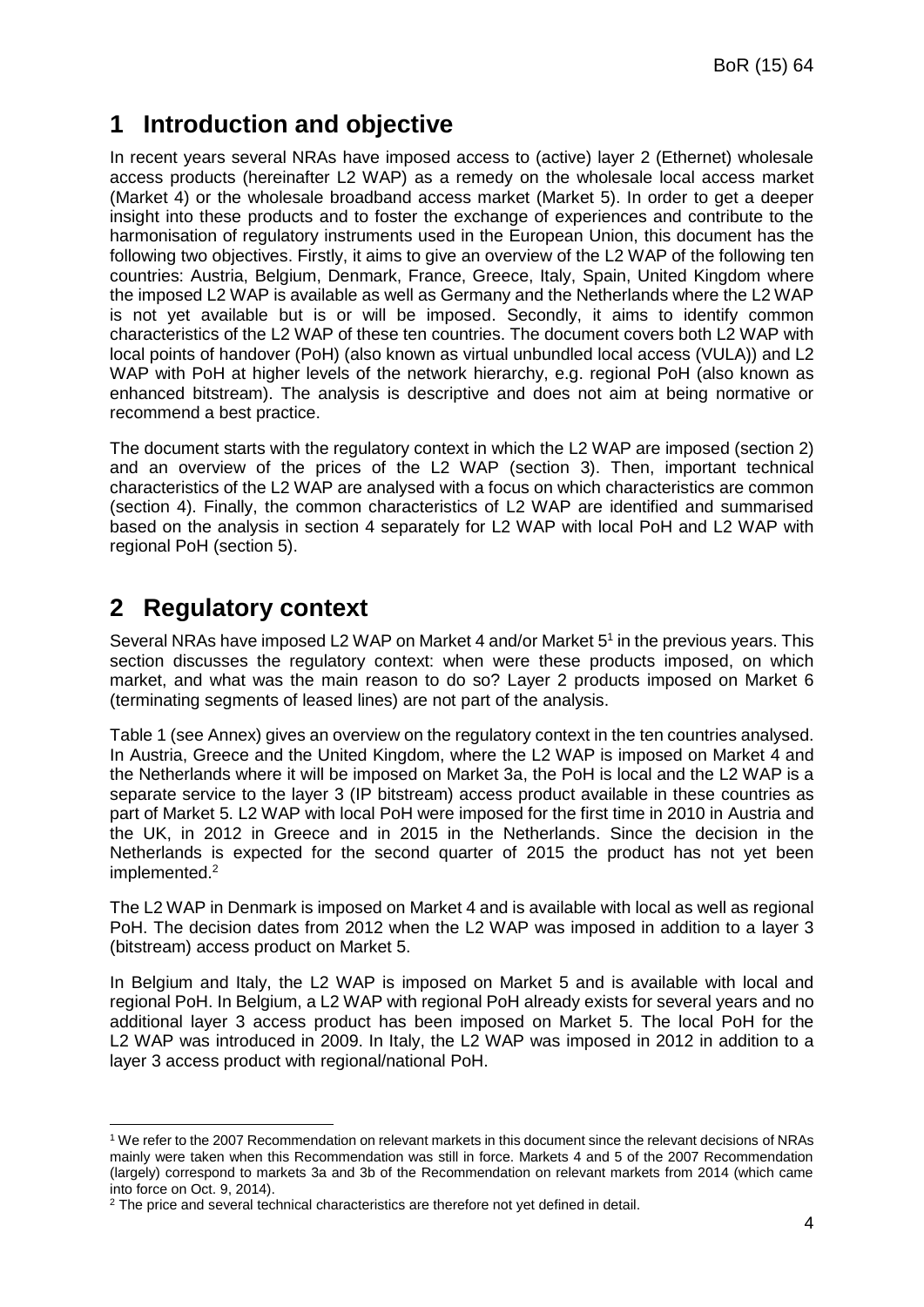# 1 Introduction and objective

In recent years several NRAs have imposed access to (active) layer 2 (Ethernet) wholesale access products (hereinafter L2 WAP) as a remedy on the wholesale local access market (Market 4) or the wholesale broadband access market (Market 5). In order to get a deeper insight into these products and to foster the exchange of experiences and contribute to the harmonisation of regulatory instruments used in the European Union, this document has the following two objectives. Firstly, it aims to give an overview of the L2 WAP of the following ten countries: Austria, Belgium, Denmark, France, Greece, Italy, Spain, United Kingdom where the imposed L2 WAP is available as well as Germany and the Netherlands where the L2 WAP is not yet available but is or will be imposed. Secondly, it aims to identify common characteristics of the L2 WAP of these ten countries. The document covers both L2 WAP with local points of handover (PoH) (also known as virtual unbundled local access (VULA)) and L2 WAP with PoH at higher levels of the network hierarchy, e.g. regional PoH (also known as enhanced bitstream). The analysis is descriptive and does not aim at being normative or recommend a best practice.

The document starts with the regulatory context in which the L2 WAP are imposed (section 2) and an overview of the prices of the L2 WAP (section 3). Then, important technical characteristics of the L2 WAP are analysed with a focus on which characteristics are common (section 4). Finally, the common characteristics of L2 WAP are identified and summarised based on the analysis in section 4 separately for L2 WAP with local PoH and L2 WAP with regional PoH (section 5).

# 2 Regulatory context

Several NRAs have imposed L2 WAP on Market 4 and/or Market 5[1] in the previous years. This section discusses the regulatory context: when were these products imposed, on which market, and what was the main reason to do so? Layer 2 products imposed on Market 6 (terminating segments of leased lines) are not part of the analysis.

Table 1 (see Annex) gives an overview on the regulatory context in the ten countries analysed. In Austria, Greece and the United Kingdom, where the L2 WAP is imposed on Market 4 and the Netherlands where it will be imposed on Market 3a, the PoH is local and the L2 WAP is a separate service to the layer 3 (IP bitstream) access product available in these countries as part of Market 5. L2 WAP with local PoH were imposed for the first time in 2010 in Austria and the UK, in 2012 in Greece and in 2015 in the Netherlands. Since the decision in the Netherlands is expected for the second quarter of 2015 the product has not yet been implemented.[2]

The L2 WAP in Denmark is imposed on Market 4 and is available with local as well as regional PoH. The decision dates from 2012 when the L2 WAP was imposed in addition to a layer 3 (bitstream) access product on Market 5.

In Belgium and Italy, the L2 WAP is imposed on Market 5 and is available with local and regional PoH. In Belgium, a L2 WAP with regional PoH already exists for several years and no additional layer 3 access product has been imposed on Market 5. The local PoH for the L2 WAP was introduced in 2009. In Italy, the L2 WAP was imposed in 2012 in addition to a layer 3 access product with regional/national PoH.

---

[1] We refer to the 2007 Recommendation on relevant markets in this document since the relevant decisions of NRAs mainly were taken when this Recommendation was still in force. Markets 4 and 5 of the 2007 Recommendation (largely) correspond to markets 3a and 3b of the Recommendation on relevant markets from 2014 (which came into force on Oct. 9, 2014).

[2] The price and several technical characteristics are therefore not yet defined in detail.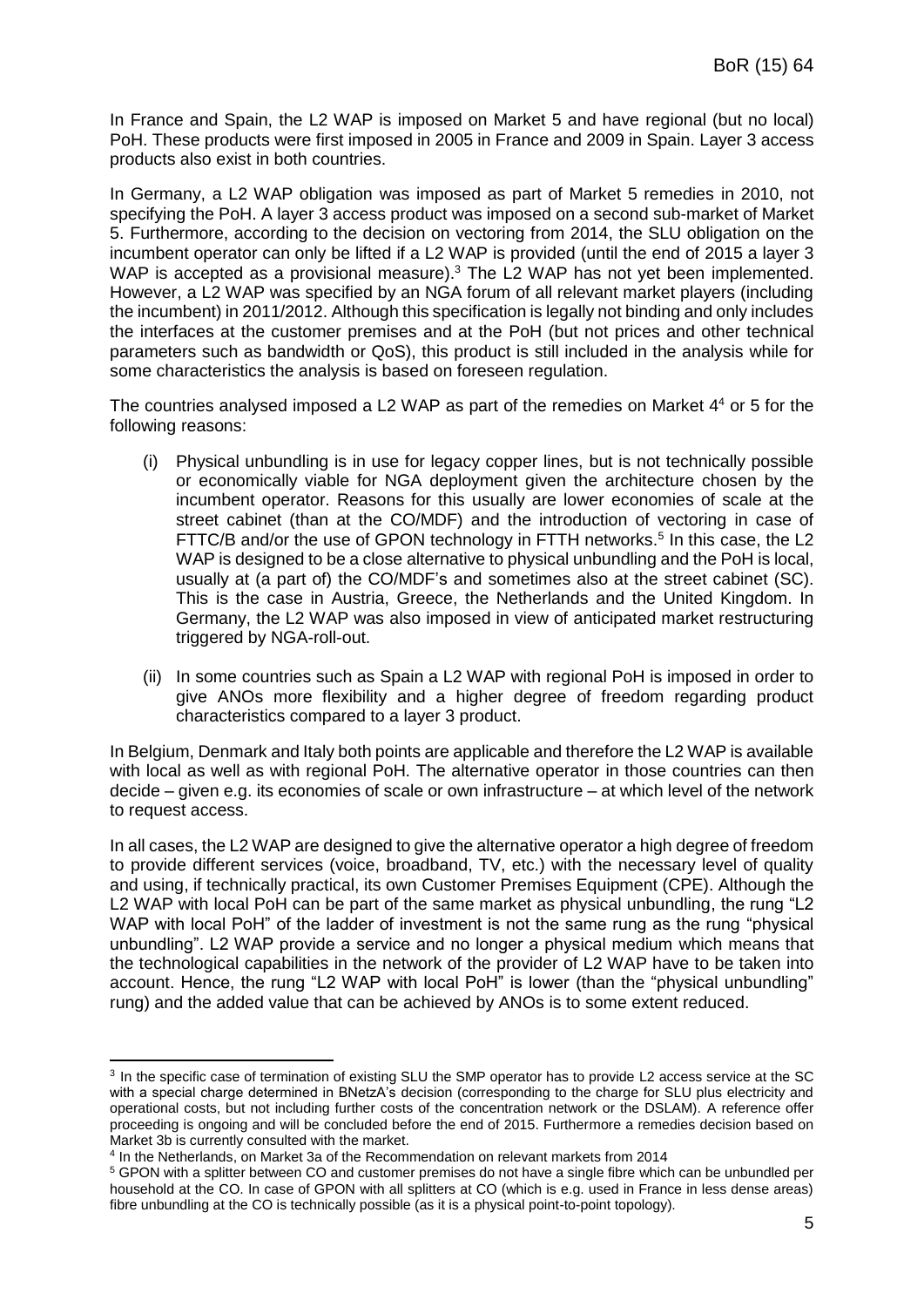In France and Spain, the L2 WAP is imposed on Market 5 and have regional (but no local) PoH. These products were first imposed in 2005 in France and 2009 in Spain. Layer 3 access products also exist in both countries.

In Germany, a L2 WAP obligation was imposed as part of Market 5 remedies in 2010, not specifying the PoH. A layer 3 access product was imposed on a second sub-market of Market 5. Furthermore, according to the decision on vectoring from 2014, the SLU obligation on the incumbent operator can only be lifted if a L2 WAP is provided (until the end of 2015 a layer 3 WAP is accepted as a provisional measure).[3] The L2 WAP has not yet been implemented. However, a L2 WAP was specified by an NGA forum of all relevant market players (including the incumbent) in 2011/2012. Although this specification is legally not binding and only includes the interfaces at the customer premises and at the PoH (but not prices and other technical parameters such as bandwidth or QoS), this product is still included in the analysis while for some characteristics the analysis is based on foreseen regulation.

The countries analysed imposed a L2 WAP as part of the remedies on Market 4[4] or 5 for the following reasons:

(i) Physical unbundling is in use for legacy copper lines, but is not technically possible or economically viable for NGA deployment given the architecture chosen by the incumbent operator. Reasons for this usually are lower economies of scale at the street cabinet (than at the CO/MDF) and the introduction of vectoring in case of FTTC/B and/or the use of GPON technology in FTTH networks.[5] In this case, the L2 WAP is designed to be a close alternative to physical unbundling and the PoH is local, usually at (a part of) the CO/MDF's and sometimes also at the street cabinet (SC). This is the case in Austria, Greece, the Netherlands and the United Kingdom. In Germany, the L2 WAP was also imposed in view of anticipated market restructuring triggered by NGA-roll-out.

(ii) In some countries such as Spain a L2 WAP with regional PoH is imposed in order to give ANOs more flexibility and a higher degree of freedom regarding product characteristics compared to a layer 3 product.

In Belgium, Denmark and Italy both points are applicable and therefore the L2 WAP is available with local as well as with regional PoH. The alternative operator in those countries can then decide – given e.g. its economies of scale or own infrastructure – at which level of the network to request access.

In all cases, the L2 WAP are designed to give the alternative operator a high degree of freedom to provide different services (voice, broadband, TV, etc.) with the necessary level of quality and using, if technically practical, its own Customer Premises Equipment (CPE). Although the L2 WAP with local PoH can be part of the same market as physical unbundling, the rung "L2 WAP with local PoH" of the ladder of investment is not the same rung as the rung "physical unbundling". L2 WAP provide a service and no longer a physical medium which means that the technological capabilities in the network of the provider of L2 WAP have to be taken into account. Hence, the rung "L2 WAP with local PoH" is lower (than the "physical unbundling" rung) and the added value that can be achieved by ANOs is to some extent reduced.

---

[3] In the specific case of termination of existing SLU the SMP operator has to provide L2 access service at the SC with a special charge determined in BNetzA's decision (corresponding to the charge for SLU plus electricity and operational costs, but not including further costs of the concentration network or the DSLAM). A reference offer proceeding is ongoing and will be concluded before the end of 2015. Furthermore a remedies decision based on Market 3b is currently consulted with the market.

[4] In the Netherlands, on Market 3a of the Recommendation on relevant markets from 2014

[5] GPON with a splitter between CO and customer premises do not have a single fibre which can be unbundled per household at the CO. In case of GPON with all splitters at CO (which is e.g. used in France in less dense areas) fibre unbundling at the CO is technically possible (as it is a physical point-to-point topology).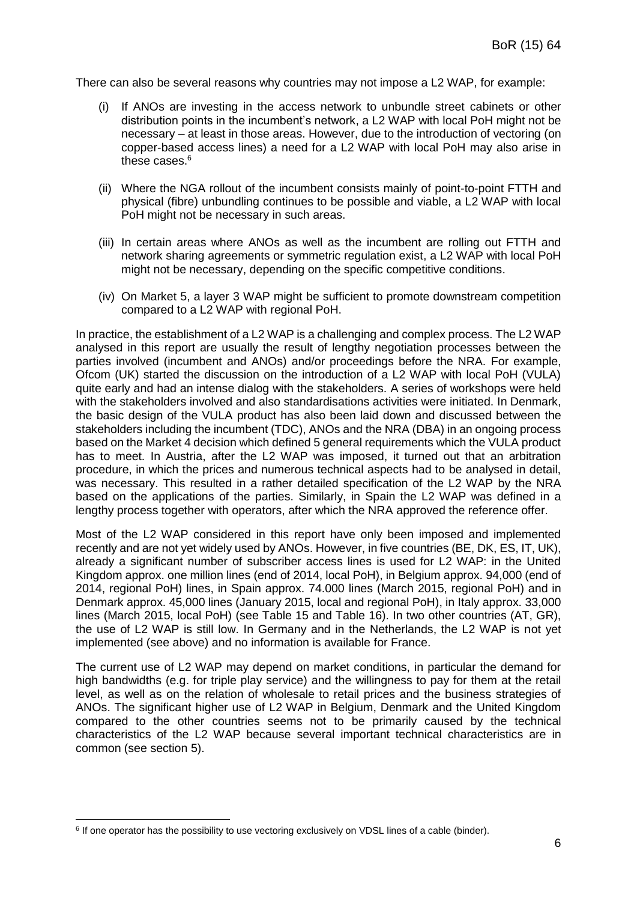There can also be several reasons why countries may not impose a L2 WAP, for example:

(i) If ANOs are investing in the access network to unbundle street cabinets or other distribution points in the incumbent's network, a L2 WAP with local PoH might not be necessary – at least in those areas. However, due to the introduction of vectoring (on copper-based access lines) a need for a L2 WAP with local PoH may also arise in these cases.[6]

(ii) Where the NGA rollout of the incumbent consists mainly of point-to-point FTTH and physical (fibre) unbundling continues to be possible and viable, a L2 WAP with local PoH might not be necessary in such areas.

(iii) In certain areas where ANOs as well as the incumbent are rolling out FTTH and network sharing agreements or symmetric regulation exist, a L2 WAP with local PoH might not be necessary, depending on the specific competitive conditions.

(iv) On Market 5, a layer 3 WAP might be sufficient to promote downstream competition compared to a L2 WAP with regional PoH.

In practice, the establishment of a L2 WAP is a challenging and complex process. The L2 WAP analysed in this report are usually the result of lengthy negotiation processes between the parties involved (incumbent and ANOs) and/or proceedings before the NRA. For example, Ofcom (UK) started the discussion on the introduction of a L2 WAP with local PoH (VULA) quite early and had an intense dialog with the stakeholders. A series of workshops were held with the stakeholders involved and also standardisations activities were initiated. In Denmark, the basic design of the VULA product has also been laid down and discussed between the stakeholders including the incumbent (TDC), ANOs and the NRA (DBA) in an ongoing process based on the Market 4 decision which defined 5 general requirements which the VULA product has to meet. In Austria, after the L2 WAP was imposed, it turned out that an arbitration procedure, in which the prices and numerous technical aspects had to be analysed in detail, was necessary. This resulted in a rather detailed specification of the L2 WAP by the NRA based on the applications of the parties. Similarly, in Spain the L2 WAP was defined in a lengthy process together with operators, after which the NRA approved the reference offer.

Most of the L2 WAP considered in this report have only been imposed and implemented recently and are not yet widely used by ANOs. However, in five countries (BE, DK, ES, IT, UK), already a significant number of subscriber access lines is used for L2 WAP: in the United Kingdom approx. one million lines (end of 2014, local PoH), in Belgium approx. 94,000 (end of 2014, regional PoH) lines, in Spain approx. 74.000 lines (March 2015, regional PoH) and in Denmark approx. 45,000 lines (January 2015, local and regional PoH), in Italy approx. 33,000 lines (March 2015, local PoH) (see Table 15 and Table 16). In two other countries (AT, GR), the use of L2 WAP is still low. In Germany and in the Netherlands, the L2 WAP is not yet implemented (see above) and no information is available for France.

The current use of L2 WAP may depend on market conditions, in particular the demand for high bandwidths (e.g. for triple play service) and the willingness to pay for them at the retail level, as well as on the relation of wholesale to retail prices and the business strategies of ANOs. The significant higher use of L2 WAP in Belgium, Denmark and the United Kingdom compared to the other countries seems not to be primarily caused by the technical characteristics of the L2 WAP because several important technical characteristics are in common (see section 5).

[6] If one operator has the possibility to use vectoring exclusively on VDSL lines of a cable (binder).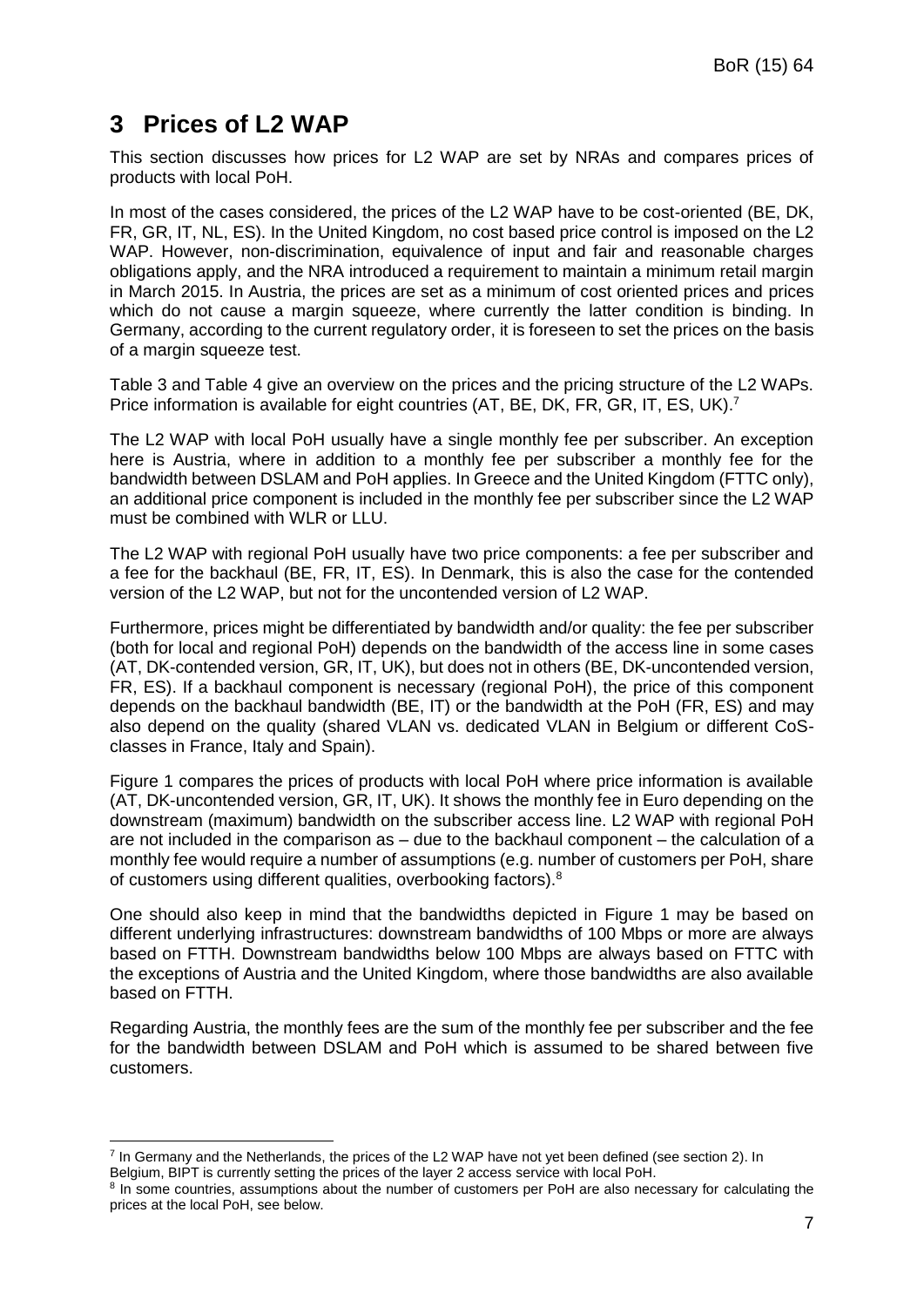# 3 Prices of L2 WAP

This section discusses how prices for L2 WAP are set by NRAs and compares prices of products with local PoH.

In most of the cases considered, the prices of the L2 WAP have to be cost-oriented (BE, DK, FR, GR, IT, NL, ES). In the United Kingdom, no cost based price control is imposed on the L2 WAP. However, non-discrimination, equivalence of input and fair and reasonable charges obligations apply, and the NRA introduced a requirement to maintain a minimum retail margin in March 2015. In Austria, the prices are set as a minimum of cost oriented prices and prices which do not cause a margin squeeze, where currently the latter condition is binding. In Germany, according to the current regulatory order, it is foreseen to set the prices on the basis of a margin squeeze test.

Table 3 and Table 4 give an overview on the prices and the pricing structure of the L2 WAPs. Price information is available for eight countries (AT, BE, DK, FR, GR, IT, ES, UK).[7]

The L2 WAP with local PoH usually have a single monthly fee per subscriber. An exception here is Austria, where in addition to a monthly fee per subscriber a monthly fee for the bandwidth between DSLAM and PoH applies. In Greece and the United Kingdom (FTTC only), an additional price component is included in the monthly fee per subscriber since the L2 WAP must be combined with WLR or LLU.

The L2 WAP with regional PoH usually have two price components: a fee per subscriber and a fee for the backhaul (BE, FR, IT, ES). In Denmark, this is also the case for the contended version of the L2 WAP, but not for the uncontended version of L2 WAP.

Furthermore, prices might be differentiated by bandwidth and/or quality: the fee per subscriber (both for local and regional PoH) depends on the bandwidth of the access line in some cases (AT, DK-contended version, GR, IT, UK), but does not in others (BE, DK-uncontended version, FR, ES). If a backhaul component is necessary (regional PoH), the price of this component depends on the backhaul bandwidth (BE, IT) or the bandwidth at the PoH (FR, ES) and may also depend on the quality (shared VLAN vs. dedicated VLAN in Belgium or different CoS-classes in France, Italy and Spain).

Figure 1 compares the prices of products with local PoH where price information is available (AT, DK-uncontended version, GR, IT, UK). It shows the monthly fee in Euro depending on the downstream (maximum) bandwidth on the subscriber access line. L2 WAP with regional PoH are not included in the comparison as – due to the backhaul component – the calculation of a monthly fee would require a number of assumptions (e.g. number of customers per PoH, share of customers using different qualities, overbooking factors).[8]

One should also keep in mind that the bandwidths depicted in Figure 1 may be based on different underlying infrastructures: downstream bandwidths of 100 Mbps or more are always based on FTTH. Downstream bandwidths below 100 Mbps are always based on FTTC with the exceptions of Austria and the United Kingdom, where those bandwidths are also available based on FTTH.

Regarding Austria, the monthly fees are the sum of the monthly fee per subscriber and the fee for the bandwidth between DSLAM and PoH which is assumed to be shared between five customers.

---

[7] In Germany and the Netherlands, the prices of the L2 WAP have not yet been defined (see section 2). In Belgium, BIPT is currently setting the prices of the layer 2 access service with local PoH.

[8] In some countries, assumptions about the number of customers per PoH are also necessary for calculating the prices at the local PoH, see below.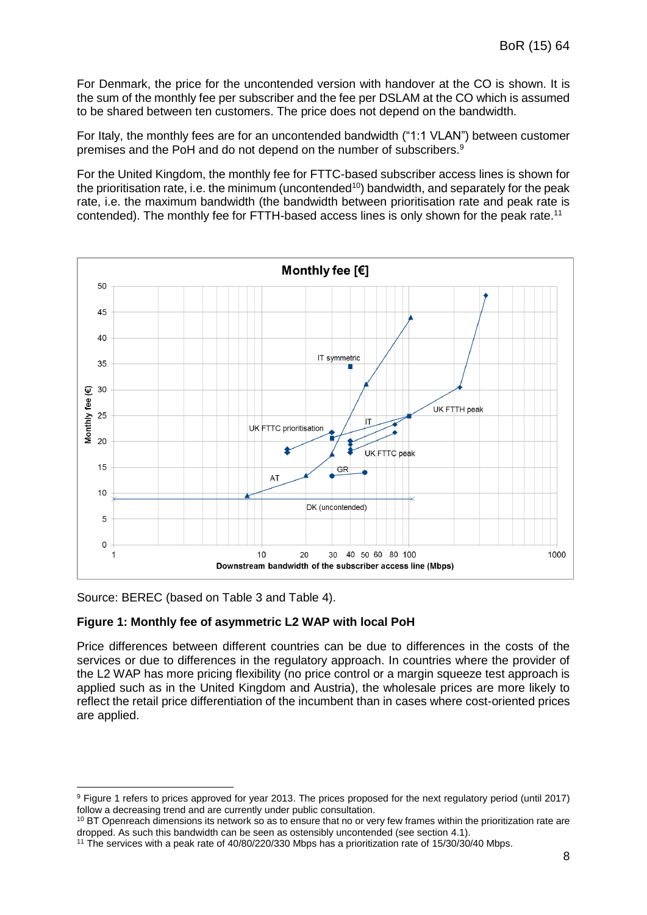For Denmark, the price for the uncontended version with handover at the CO is shown. It is the sum of the monthly fee per subscriber and the fee per DSLAM at the CO which is assumed to be shared between ten customers. The price does not depend on the bandwidth.

For Italy, the monthly fees are for an uncontended bandwidth ("1:1 VLAN") between customer premises and the PoH and do not depend on the number of subscribers.[9]

For the United Kingdom, the monthly fee for FTTC-based subscriber access lines is shown for the prioritisation rate, i.e. the minimum (uncontended[10]) bandwidth, and separately for the peak rate, i.e. the maximum bandwidth (the bandwidth between prioritisation rate and peak rate is contended). The monthly fee for FTTH-based access lines is only shown for the peak rate.[11]

Source: BEREC (based on Table 3 and Table 4).

**Figure 1: Monthly fee of asymmetric L2 WAP with local PoH**

Price differences between different countries can be due to differences in the costs of the services or due to differences in the regulatory approach. In countries where the provider of the L2 WAP has more pricing flexibility (no price control or a margin squeeze test approach is applied such as in the United Kingdom and Austria), the wholesale prices are more likely to reflect the retail price differentiation of the incumbent than in cases where cost-oriented prices are applied.

---

[9] Figure 1 refers to prices approved for year 2013. The prices proposed for the next regulatory period (until 2017) follow a decreasing trend and are currently under public consultation.

[10] BT Openreach dimensions its network so as to ensure that no or very few frames within the prioritization rate are dropped. As such this bandwidth can be seen as ostensibly uncontended (see section 4.1).

[11] The services with a peak rate of 40/80/220/330 Mbps has a prioritization rate of 15/30/30/40 Mbps.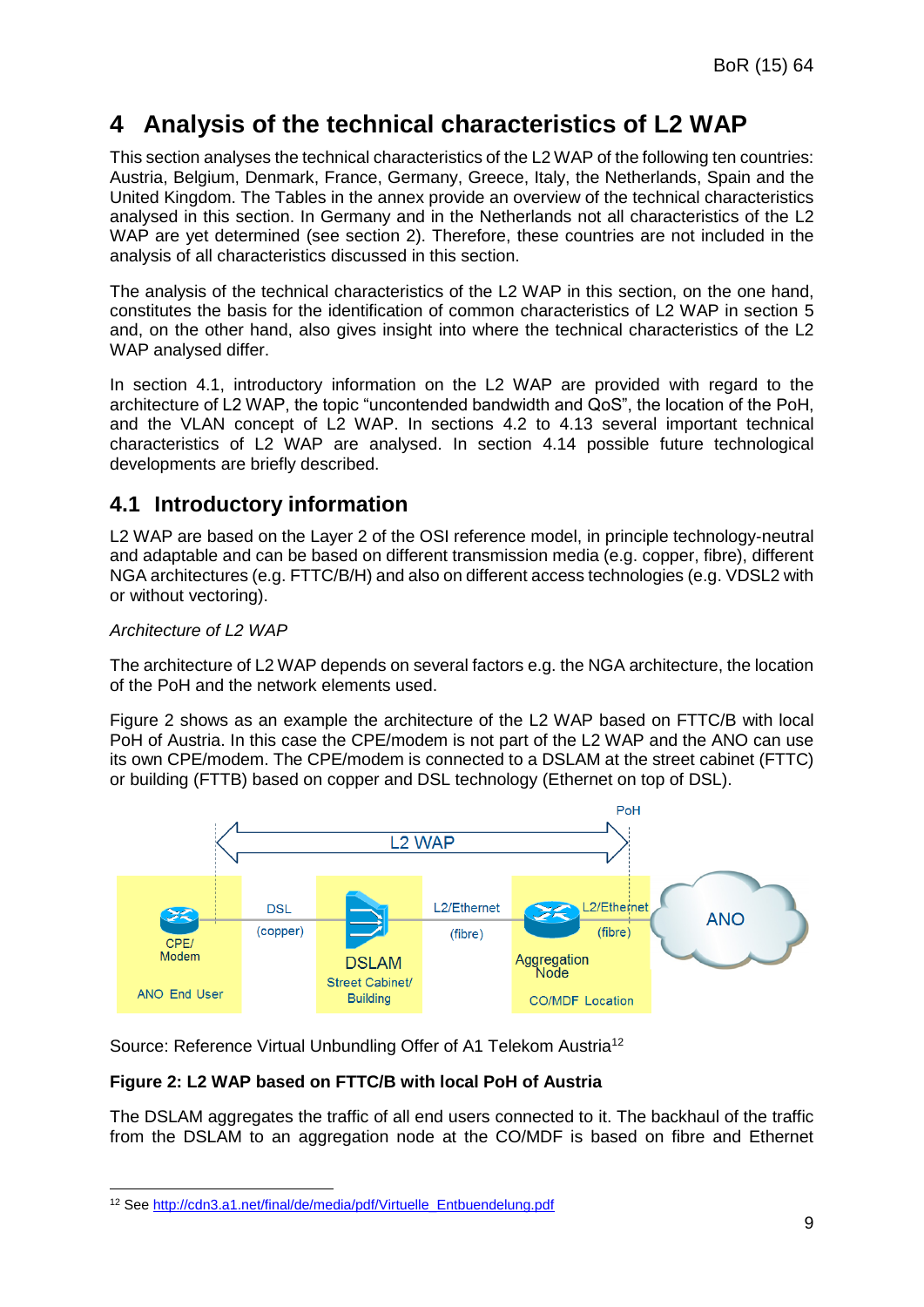# 4 Analysis of the technical characteristics of L2 WAP

This section analyses the technical characteristics of the L2 WAP of the following ten countries: Austria, Belgium, Denmark, France, Germany, Greece, Italy, the Netherlands, Spain and the United Kingdom. The Tables in the annex provide an overview of the technical characteristics analysed in this section. In Germany and in the Netherlands not all characteristics of the L2 WAP are yet determined (see section 2). Therefore, these countries are not included in the analysis of all characteristics discussed in this section.

The analysis of the technical characteristics of the L2 WAP in this section, on the one hand, constitutes the basis for the identification of common characteristics of L2 WAP in section 5 and, on the other hand, also gives insight into where the technical characteristics of the L2 WAP analysed differ.

In section 4.1, introductory information on the L2 WAP are provided with regard to the architecture of L2 WAP, the topic "uncontended bandwidth and QoS", the location of the PoH, and the VLAN concept of L2 WAP. In sections 4.2 to 4.13 several important technical characteristics of L2 WAP are analysed. In section 4.14 possible future technological developments are briefly described.

## 4.1 Introductory information

L2 WAP are based on the Layer 2 of the OSI reference model, in principle technology-neutral and adaptable and can be based on different transmission media (e.g. copper, fibre), different NGA architectures (e.g. FTTC/B/H) and also on different access technologies (e.g. VDSL2 with or without vectoring).

*Architecture of L2 WAP*

The architecture of L2 WAP depends on several factors e.g. the NGA architecture, the location of the PoH and the network elements used.

Figure 2 shows as an example the architecture of the L2 WAP based on FTTC/B with local PoH of Austria. In this case the CPE/modem is not part of the L2 WAP and the ANO can use its own CPE/modem. The CPE/modem is connected to a DSLAM at the street cabinet (FTTC) or building (FTTB) based on copper and DSL technology (Ethernet on top of DSL).

Source: Reference Virtual Unbundling Offer of A1 Telekom Austria[12]

**Figure 2: L2 WAP based on FTTC/B with local PoH of Austria**

The DSLAM aggregates the traffic of all end users connected to it. The backhaul of the traffic from the DSLAM to an aggregation node at the CO/MDF is based on fibre and Ethernet

[12] See http://cdn3.a1.net/final/de/media/pdf/Virtuelle_Entbuendelung.pdf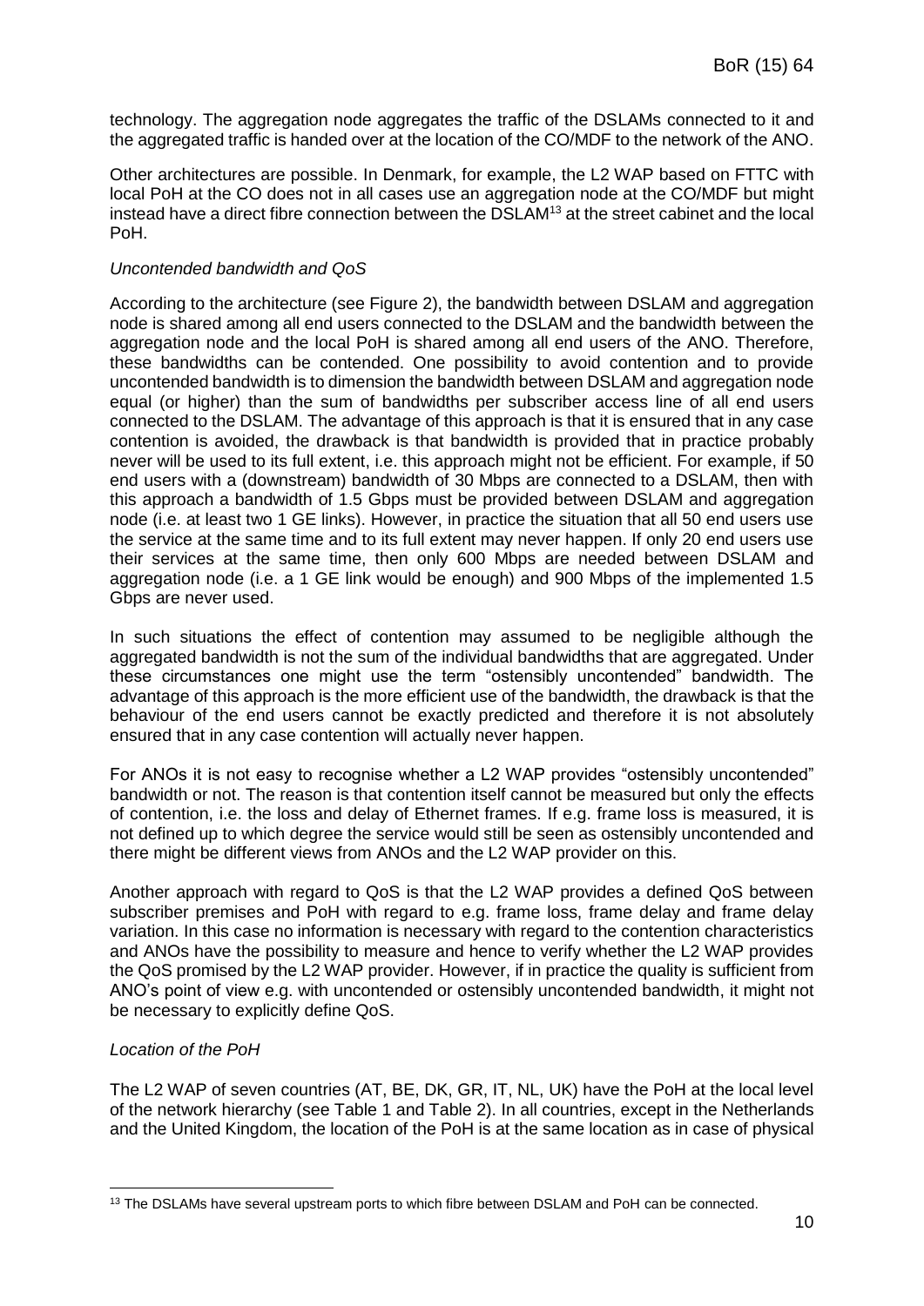technology. The aggregation node aggregates the traffic of the DSLAMs connected to it and the aggregated traffic is handed over at the location of the CO/MDF to the network of the ANO.

Other architectures are possible. In Denmark, for example, the L2 WAP based on FTTC with local PoH at the CO does not in all cases use an aggregation node at the CO/MDF but might instead have a direct fibre connection between the DSLAM[13] at the street cabinet and the local PoH.

*Uncontended bandwidth and QoS*

According to the architecture (see Figure 2), the bandwidth between DSLAM and aggregation node is shared among all end users connected to the DSLAM and the bandwidth between the aggregation node and the local PoH is shared among all end users of the ANO. Therefore, these bandwidths can be contended. One possibility to avoid contention and to provide uncontended bandwidth is to dimension the bandwidth between DSLAM and aggregation node equal (or higher) than the sum of bandwidths per subscriber access line of all end users connected to the DSLAM. The advantage of this approach is that it is ensured that in any case contention is avoided, the drawback is that bandwidth is provided that in practice probably never will be used to its full extent, i.e. this approach might not be efficient. For example, if 50 end users with a (downstream) bandwidth of 30 Mbps are connected to a DSLAM, then with this approach a bandwidth of 1.5 Gbps must be provided between DSLAM and aggregation node (i.e. at least two 1 GE links). However, in practice the situation that all 50 end users use the service at the same time and to its full extent may never happen. If only 20 end users use their services at the same time, then only 600 Mbps are needed between DSLAM and aggregation node (i.e. a 1 GE link would be enough) and 900 Mbps of the implemented 1.5 Gbps are never used.

In such situations the effect of contention may assumed to be negligible although the aggregated bandwidth is not the sum of the individual bandwidths that are aggregated. Under these circumstances one might use the term "ostensibly uncontended" bandwidth. The advantage of this approach is the more efficient use of the bandwidth, the drawback is that the behaviour of the end users cannot be exactly predicted and therefore it is not absolutely ensured that in any case contention will actually never happen.

For ANOs it is not easy to recognise whether a L2 WAP provides "ostensibly uncontended" bandwidth or not. The reason is that contention itself cannot be measured but only the effects of contention, i.e. the loss and delay of Ethernet frames. If e.g. frame loss is measured, it is not defined up to which degree the service would still be seen as ostensibly uncontended and there might be different views from ANOs and the L2 WAP provider on this.

Another approach with regard to QoS is that the L2 WAP provides a defined QoS between subscriber premises and PoH with regard to e.g. frame loss, frame delay and frame delay variation. In this case no information is necessary with regard to the contention characteristics and ANOs have the possibility to measure and hence to verify whether the L2 WAP provides the QoS promised by the L2 WAP provider. However, if in practice the quality is sufficient from ANO's point of view e.g. with uncontended or ostensibly uncontended bandwidth, it might not be necessary to explicitly define QoS.

*Location of the PoH*

The L2 WAP of seven countries (AT, BE, DK, GR, IT, NL, UK) have the PoH at the local level of the network hierarchy (see Table 1 and Table 2). In all countries, except in the Netherlands and the United Kingdom, the location of the PoH is at the same location as in case of physical

---

[13] The DSLAMs have several upstream ports to which fibre between DSLAM and PoH can be connected.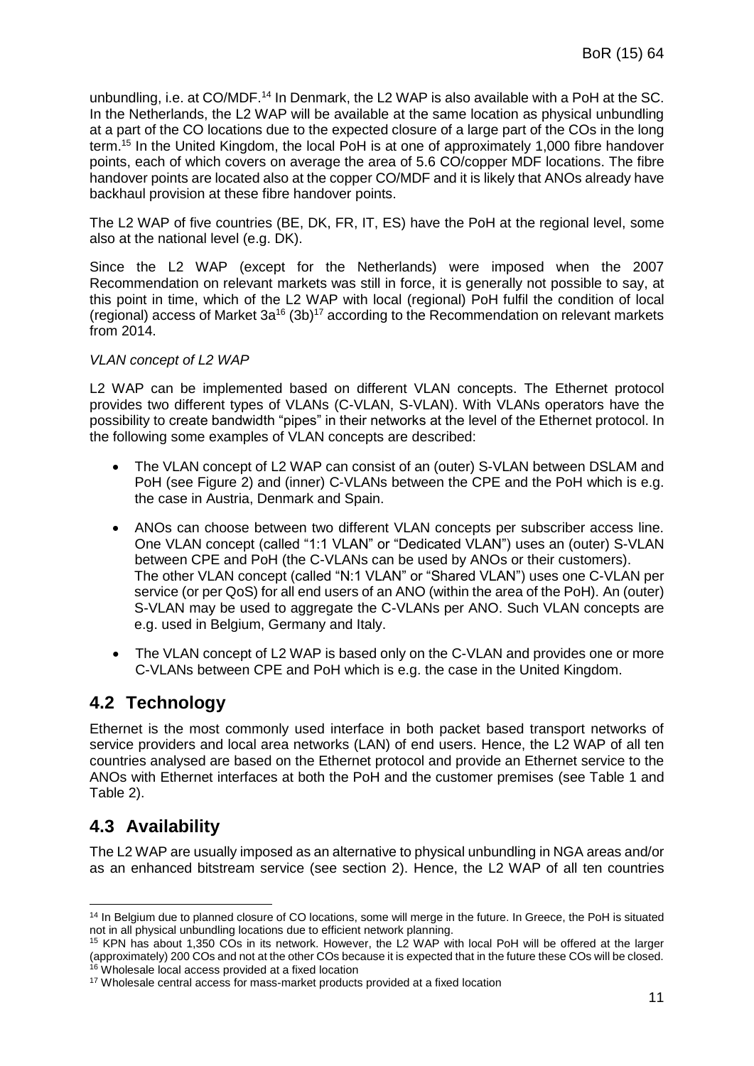unbundling, i.e. at CO/MDF.[14] In Denmark, the L2 WAP is also available with a PoH at the SC. In the Netherlands, the L2 WAP will be available at the same location as physical unbundling at a part of the CO locations due to the expected closure of a large part of the COs in the long term.[15] In the United Kingdom, the local PoH is at one of approximately 1,000 fibre handover points, each of which covers on average the area of 5.6 CO/copper MDF locations. The fibre handover points are located also at the copper CO/MDF and it is likely that ANOs already have backhaul provision at these fibre handover points.

The L2 WAP of five countries (BE, DK, FR, IT, ES) have the PoH at the regional level, some also at the national level (e.g. DK).

Since the L2 WAP (except for the Netherlands) were imposed when the 2007 Recommendation on relevant markets was still in force, it is generally not possible to say, at this point in time, which of the L2 WAP with local (regional) PoH fulfil the condition of local (regional) access of Market 3a[16] (3b)[17] according to the Recommendation on relevant markets from 2014.

*VLAN concept of L2 WAP*

L2 WAP can be implemented based on different VLAN concepts. The Ethernet protocol provides two different types of VLANs (C-VLAN, S-VLAN). With VLANs operators have the possibility to create bandwidth "pipes" in their networks at the level of the Ethernet protocol. In the following some examples of VLAN concepts are described:

- The VLAN concept of L2 WAP can consist of an (outer) S-VLAN between DSLAM and PoH (see Figure 2) and (inner) C-VLANs between the CPE and the PoH which is e.g. the case in Austria, Denmark and Spain.
- ANOs can choose between two different VLAN concepts per subscriber access line. One VLAN concept (called "1:1 VLAN" or "Dedicated VLAN") uses an (outer) S-VLAN between CPE and PoH (the C-VLANs can be used by ANOs or their customers). The other VLAN concept (called "N:1 VLAN" or "Shared VLAN") uses one C-VLAN per service (or per QoS) for all end users of an ANO (within the area of the PoH). An (outer) S-VLAN may be used to aggregate the C-VLANs per ANO. Such VLAN concepts are e.g. used in Belgium, Germany and Italy.
- The VLAN concept of L2 WAP is based only on the C-VLAN and provides one or more C-VLANs between CPE and PoH which is e.g. the case in the United Kingdom.

## 4.2 Technology

Ethernet is the most commonly used interface in both packet based transport networks of service providers and local area networks (LAN) of end users. Hence, the L2 WAP of all ten countries analysed are based on the Ethernet protocol and provide an Ethernet service to the ANOs with Ethernet interfaces at both the PoH and the customer premises (see Table 1 and Table 2).

## 4.3 Availability

The L2 WAP are usually imposed as an alternative to physical unbundling in NGA areas and/or as an enhanced bitstream service (see section 2). Hence, the L2 WAP of all ten countries

---

[14] In Belgium due to planned closure of CO locations, some will merge in the future. In Greece, the PoH is situated not in all physical unbundling locations due to efficient network planning.

[15] KPN has about 1,350 COs in its network. However, the L2 WAP with local PoH will be offered at the larger (approximately) 200 COs and not at the other COs because it is expected that in the future these COs will be closed.

[16] Wholesale local access provided at a fixed location

[17] Wholesale central access for mass-market products provided at a fixed location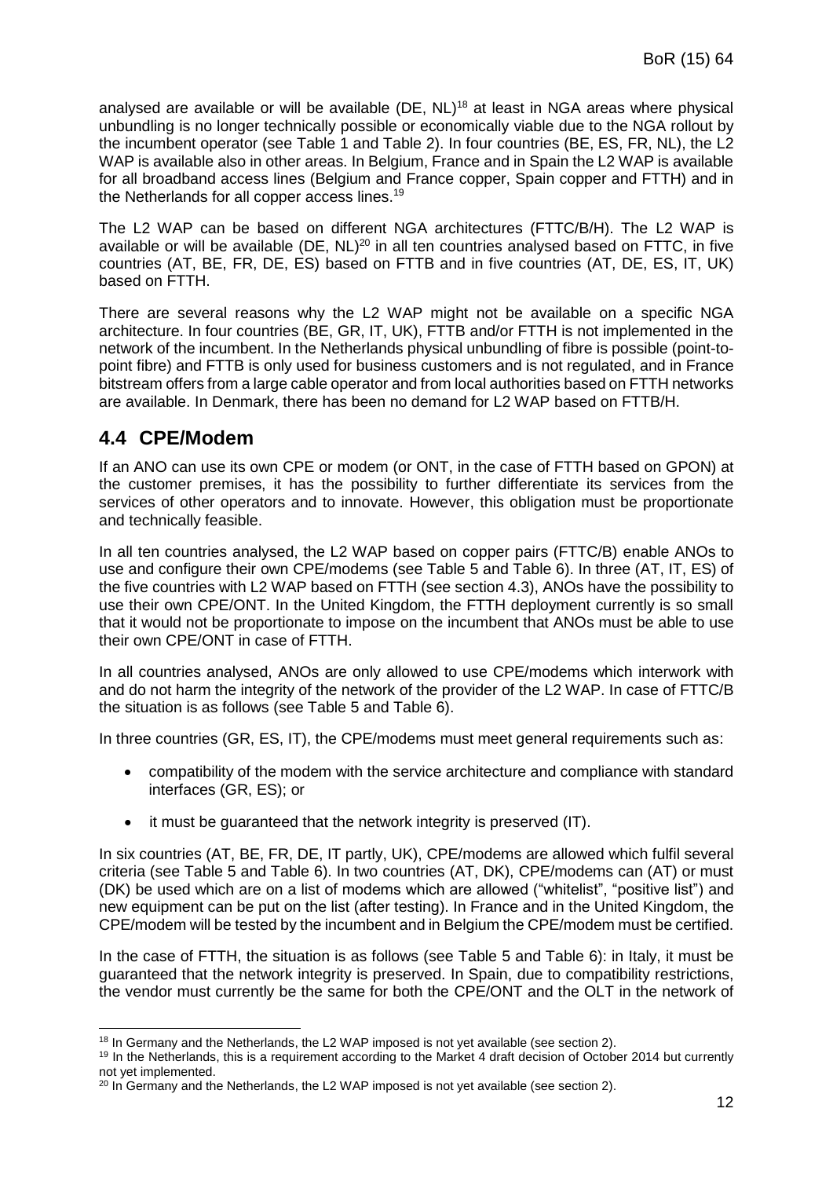analysed are available or will be available (DE, NL)[18] at least in NGA areas where physical unbundling is no longer technically possible or economically viable due to the NGA rollout by the incumbent operator (see Table 1 and Table 2). In four countries (BE, ES, FR, NL), the L2 WAP is available also in other areas. In Belgium, France and in Spain the L2 WAP is available for all broadband access lines (Belgium and France copper, Spain copper and FTTH) and in the Netherlands for all copper access lines.[19]

The L2 WAP can be based on different NGA architectures (FTTC/B/H). The L2 WAP is available or will be available (DE, NL)[20] in all ten countries analysed based on FTTC, in five countries (AT, BE, FR, DE, ES) based on FTTB and in five countries (AT, DE, ES, IT, UK) based on FTTH.

There are several reasons why the L2 WAP might not be available on a specific NGA architecture. In four countries (BE, GR, IT, UK), FTTB and/or FTTH is not implemented in the network of the incumbent. In the Netherlands physical unbundling of fibre is possible (point-to-point fibre) and FTTB is only used for business customers and is not regulated, and in France bitstream offers from a large cable operator and from local authorities based on FTTH networks are available. In Denmark, there has been no demand for L2 WAP based on FTTB/H.

## 4.4 CPE/Modem

If an ANO can use its own CPE or modem (or ONT, in the case of FTTH based on GPON) at the customer premises, it has the possibility to further differentiate its services from the services of other operators and to innovate. However, this obligation must be proportionate and technically feasible.

In all ten countries analysed, the L2 WAP based on copper pairs (FTTC/B) enable ANOs to use and configure their own CPE/modems (see Table 5 and Table 6). In three (AT, IT, ES) of the five countries with L2 WAP based on FTTH (see section 4.3), ANOs have the possibility to use their own CPE/ONT. In the United Kingdom, the FTTH deployment currently is so small that it would not be proportionate to impose on the incumbent that ANOs must be able to use their own CPE/ONT in case of FTTH.

In all countries analysed, ANOs are only allowed to use CPE/modems which interwork with and do not harm the integrity of the network of the provider of the L2 WAP. In case of FTTC/B the situation is as follows (see Table 5 and Table 6).

In three countries (GR, ES, IT), the CPE/modems must meet general requirements such as:

- compatibility of the modem with the service architecture and compliance with standard interfaces (GR, ES); or
- it must be guaranteed that the network integrity is preserved (IT).

In six countries (AT, BE, FR, DE, IT partly, UK), CPE/modems are allowed which fulfil several criteria (see Table 5 and Table 6). In two countries (AT, DK), CPE/modems can (AT) or must (DK) be used which are on a list of modems which are allowed ("whitelist", "positive list") and new equipment can be put on the list (after testing). In France and in the United Kingdom, the CPE/modem will be tested by the incumbent and in Belgium the CPE/modem must be certified.

In the case of FTTH, the situation is as follows (see Table 5 and Table 6): in Italy, it must be guaranteed that the network integrity is preserved. In Spain, due to compatibility restrictions, the vendor must currently be the same for both the CPE/ONT and the OLT in the network of

[18] In Germany and the Netherlands, the L2 WAP imposed is not yet available (see section 2).

[19] In the Netherlands, this is a requirement according to the Market 4 draft decision of October 2014 but currently not yet implemented.

[20] In Germany and the Netherlands, the L2 WAP imposed is not yet available (see section 2).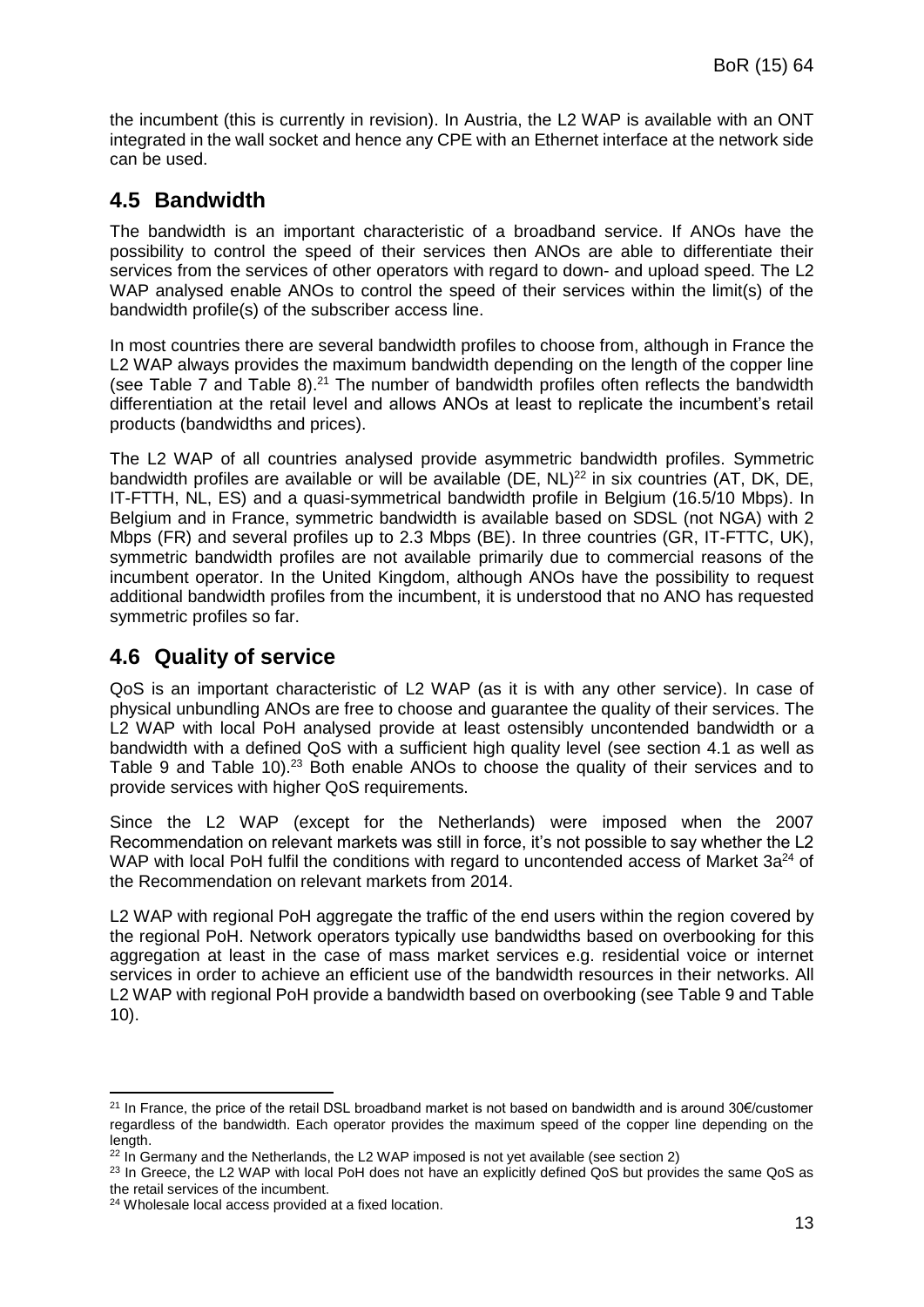the incumbent (this is currently in revision). In Austria, the L2 WAP is available with an ONT integrated in the wall socket and hence any CPE with an Ethernet interface at the network side can be used.

## 4.5 Bandwidth

The bandwidth is an important characteristic of a broadband service. If ANOs have the possibility to control the speed of their services then ANOs are able to differentiate their services from the services of other operators with regard to down- and upload speed. The L2 WAP analysed enable ANOs to control the speed of their services within the limit(s) of the bandwidth profile(s) of the subscriber access line.

In most countries there are several bandwidth profiles to choose from, although in France the L2 WAP always provides the maximum bandwidth depending on the length of the copper line (see Table 7 and Table 8).[21] The number of bandwidth profiles often reflects the bandwidth differentiation at the retail level and allows ANOs at least to replicate the incumbent's retail products (bandwidths and prices).

The L2 WAP of all countries analysed provide asymmetric bandwidth profiles. Symmetric bandwidth profiles are available or will be available (DE, NL)[22] in six countries (AT, DK, DE, IT-FTTH, NL, ES) and a quasi-symmetrical bandwidth profile in Belgium (16.5/10 Mbps). In Belgium and in France, symmetric bandwidth is available based on SDSL (not NGA) with 2 Mbps (FR) and several profiles up to 2.3 Mbps (BE). In three countries (GR, IT-FTTC, UK), symmetric bandwidth profiles are not available primarily due to commercial reasons of the incumbent operator. In the United Kingdom, although ANOs have the possibility to request additional bandwidth profiles from the incumbent, it is understood that no ANO has requested symmetric profiles so far.

## 4.6 Quality of service

QoS is an important characteristic of L2 WAP (as it is with any other service). In case of physical unbundling ANOs are free to choose and guarantee the quality of their services. The L2 WAP with local PoH analysed provide at least ostensibly uncontended bandwidth or a bandwidth with a defined QoS with a sufficient high quality level (see section 4.1 as well as Table 9 and Table 10).[23] Both enable ANOs to choose the quality of their services and to provide services with higher QoS requirements.

Since the L2 WAP (except for the Netherlands) were imposed when the 2007 Recommendation on relevant markets was still in force, it's not possible to say whether the L2 WAP with local PoH fulfil the conditions with regard to uncontended access of Market 3a[24] of the Recommendation on relevant markets from 2014.

L2 WAP with regional PoH aggregate the traffic of the end users within the region covered by the regional PoH. Network operators typically use bandwidths based on overbooking for this aggregation at least in the case of mass market services e.g. residential voice or internet services in order to achieve an efficient use of the bandwidth resources in their networks. All L2 WAP with regional PoH provide a bandwidth based on overbooking (see Table 9 and Table 10).

---

[21] In France, the price of the retail DSL broadband market is not based on bandwidth and is around 30€/customer regardless of the bandwidth. Each operator provides the maximum speed of the copper line depending on the length.

[22] In Germany and the Netherlands, the L2 WAP imposed is not yet available (see section 2)

[23] In Greece, the L2 WAP with local PoH does not have an explicitly defined QoS but provides the same QoS as the retail services of the incumbent.

[24] Wholesale local access provided at a fixed location.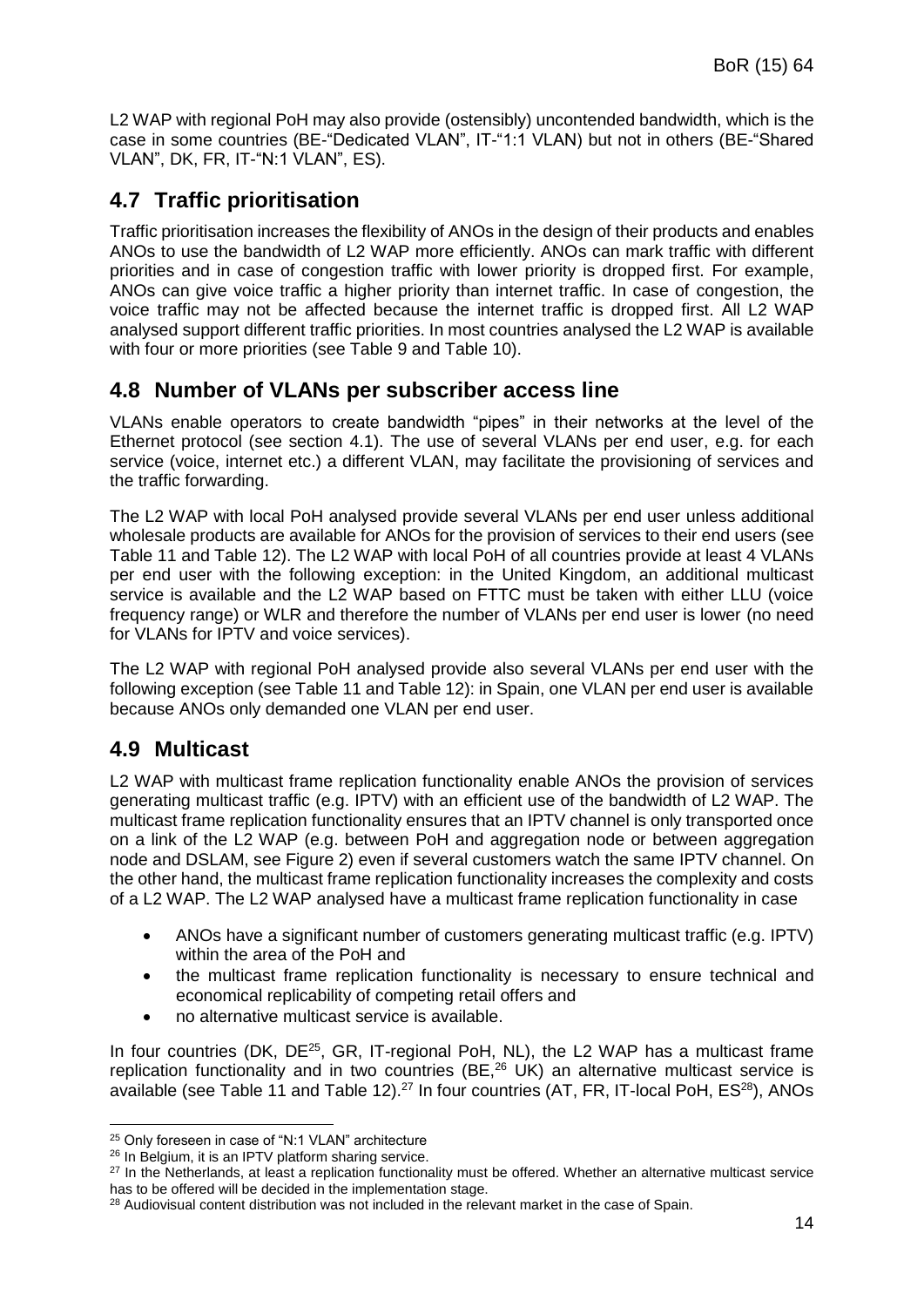L2 WAP with regional PoH may also provide (ostensibly) uncontended bandwidth, which is the case in some countries (BE-"Dedicated VLAN", IT-"1:1 VLAN) but not in others (BE-"Shared VLAN", DK, FR, IT-"N:1 VLAN", ES).

## 4.7 Traffic prioritisation

Traffic prioritisation increases the flexibility of ANOs in the design of their products and enables ANOs to use the bandwidth of L2 WAP more efficiently. ANOs can mark traffic with different priorities and in case of congestion traffic with lower priority is dropped first. For example, ANOs can give voice traffic a higher priority than internet traffic. In case of congestion, the voice traffic may not be affected because the internet traffic is dropped first. All L2 WAP analysed support different traffic priorities. In most countries analysed the L2 WAP is available with four or more priorities (see Table 9 and Table 10).

## 4.8 Number of VLANs per subscriber access line

VLANs enable operators to create bandwidth "pipes" in their networks at the level of the Ethernet protocol (see section 4.1). The use of several VLANs per end user, e.g. for each service (voice, internet etc.) a different VLAN, may facilitate the provisioning of services and the traffic forwarding.

The L2 WAP with local PoH analysed provide several VLANs per end user unless additional wholesale products are available for ANOs for the provision of services to their end users (see Table 11 and Table 12). The L2 WAP with local PoH of all countries provide at least 4 VLANs per end user with the following exception: in the United Kingdom, an additional multicast service is available and the L2 WAP based on FTTC must be taken with either LLU (voice frequency range) or WLR and therefore the number of VLANs per end user is lower (no need for VLANs for IPTV and voice services).

The L2 WAP with regional PoH analysed provide also several VLANs per end user with the following exception (see Table 11 and Table 12): in Spain, one VLAN per end user is available because ANOs only demanded one VLAN per end user.

## 4.9 Multicast

L2 WAP with multicast frame replication functionality enable ANOs the provision of services generating multicast traffic (e.g. IPTV) with an efficient use of the bandwidth of L2 WAP. The multicast frame replication functionality ensures that an IPTV channel is only transported once on a link of the L2 WAP (e.g. between PoH and aggregation node or between aggregation node and DSLAM, see Figure 2) even if several customers watch the same IPTV channel. On the other hand, the multicast frame replication functionality increases the complexity and costs of a L2 WAP. The L2 WAP analysed have a multicast frame replication functionality in case

- ANOs have a significant number of customers generating multicast traffic (e.g. IPTV) within the area of the PoH and
- the multicast frame replication functionality is necessary to ensure technical and economical replicability of competing retail offers and
- no alternative multicast service is available.

In four countries (DK, DE[25], GR, IT-regional PoH, NL), the L2 WAP has a multicast frame replication functionality and in two countries (BE,[26] UK) an alternative multicast service is available (see Table 11 and Table 12).[27] In four countries (AT, FR, IT-local PoH, ES[28]), ANOs

[25] Only foreseen in case of "N:1 VLAN" architecture

[26] In Belgium, it is an IPTV platform sharing service.

[27] In the Netherlands, at least a replication functionality must be offered. Whether an alternative multicast service has to be offered will be decided in the implementation stage.

[28] Audiovisual content distribution was not included in the relevant market in the case of Spain.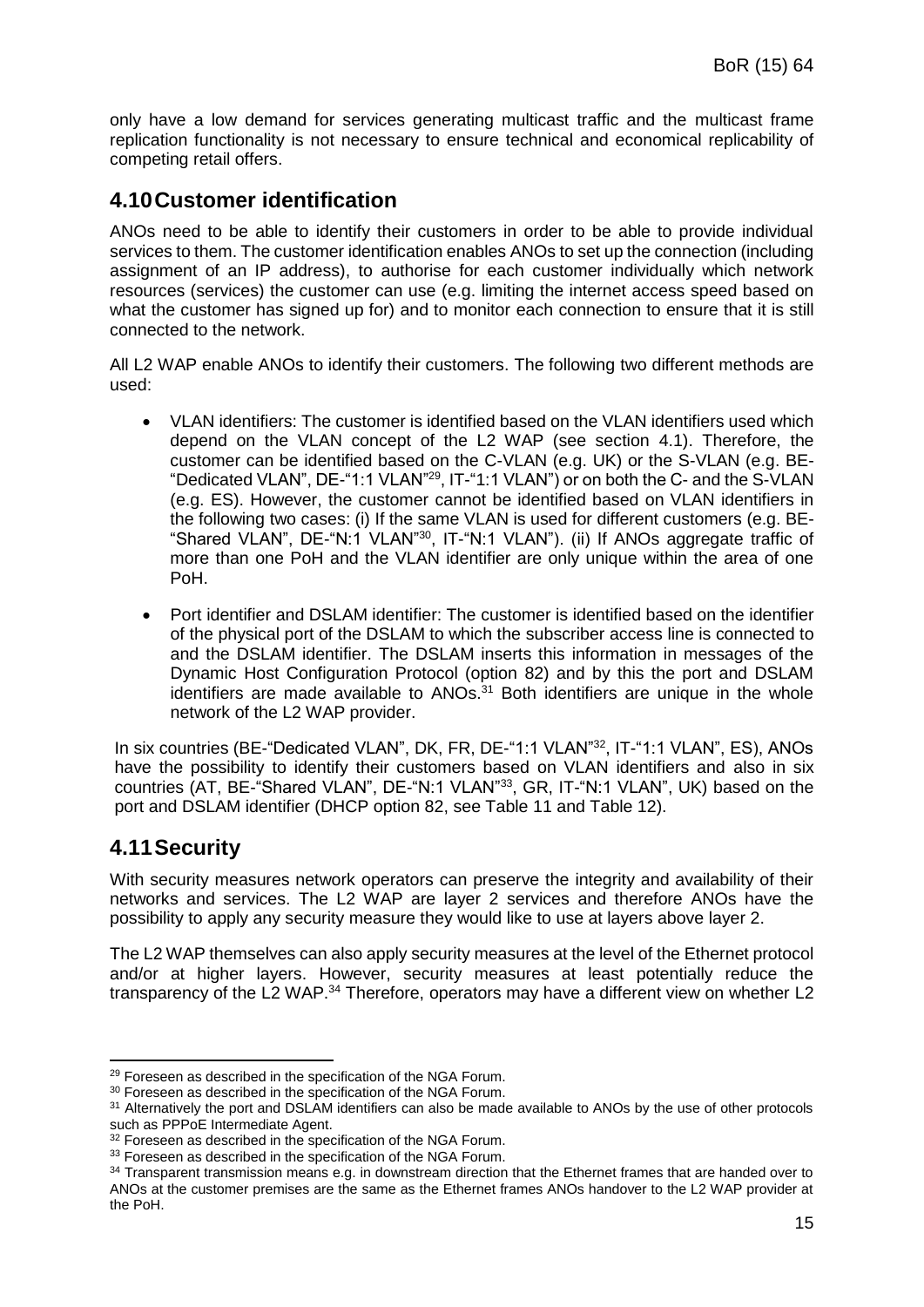only have a low demand for services generating multicast traffic and the multicast frame replication functionality is not necessary to ensure technical and economical replicability of competing retail offers.

## 4.10 Customer identification

ANOs need to be able to identify their customers in order to be able to provide individual services to them. The customer identification enables ANOs to set up the connection (including assignment of an IP address), to authorise for each customer individually which network resources (services) the customer can use (e.g. limiting the internet access speed based on what the customer has signed up for) and to monitor each connection to ensure that it is still connected to the network.

All L2 WAP enable ANOs to identify their customers. The following two different methods are used:

- VLAN identifiers: The customer is identified based on the VLAN identifiers used which depend on the VLAN concept of the L2 WAP (see section 4.1). Therefore, the customer can be identified based on the C-VLAN (e.g. UK) or the S-VLAN (e.g. BE-"Dedicated VLAN", DE-"1:1 VLAN"[29], IT-"1:1 VLAN") or on both the C- and the S-VLAN (e.g. ES). However, the customer cannot be identified based on VLAN identifiers in the following two cases: (i) If the same VLAN is used for different customers (e.g. BE-"Shared VLAN", DE-"N:1 VLAN"[30], IT-"N:1 VLAN"). (ii) If ANOs aggregate traffic of more than one PoH and the VLAN identifier are only unique within the area of one PoH.
- Port identifier and DSLAM identifier: The customer is identified based on the identifier of the physical port of the DSLAM to which the subscriber access line is connected to and the DSLAM identifier. The DSLAM inserts this information in messages of the Dynamic Host Configuration Protocol (option 82) and by this the port and DSLAM identifiers are made available to ANOs.[31] Both identifiers are unique in the whole network of the L2 WAP provider.

In six countries (BE-"Dedicated VLAN", DK, FR, DE-"1:1 VLAN"[32], IT-"1:1 VLAN", ES), ANOs have the possibility to identify their customers based on VLAN identifiers and also in six countries (AT, BE-"Shared VLAN", DE-"N:1 VLAN"[33], GR, IT-"N:1 VLAN", UK) based on the port and DSLAM identifier (DHCP option 82, see Table 11 and Table 12).

## 4.11 Security

With security measures network operators can preserve the integrity and availability of their networks and services. The L2 WAP are layer 2 services and therefore ANOs have the possibility to apply any security measure they would like to use at layers above layer 2.

The L2 WAP themselves can also apply security measures at the level of the Ethernet protocol and/or at higher layers. However, security measures at least potentially reduce the transparency of the L2 WAP.[34] Therefore, operators may have a different view on whether L2

---

[29] Foreseen as described in the specification of the NGA Forum.

[30] Foreseen as described in the specification of the NGA Forum.

[31] Alternatively the port and DSLAM identifiers can also be made available to ANOs by the use of other protocols such as PPPoE Intermediate Agent.

[32] Foreseen as described in the specification of the NGA Forum.

[33] Foreseen as described in the specification of the NGA Forum.

[34] Transparent transmission means e.g. in downstream direction that the Ethernet frames that are handed over to ANOs at the customer premises are the same as the Ethernet frames ANOs handover to the L2 WAP provider at the PoH.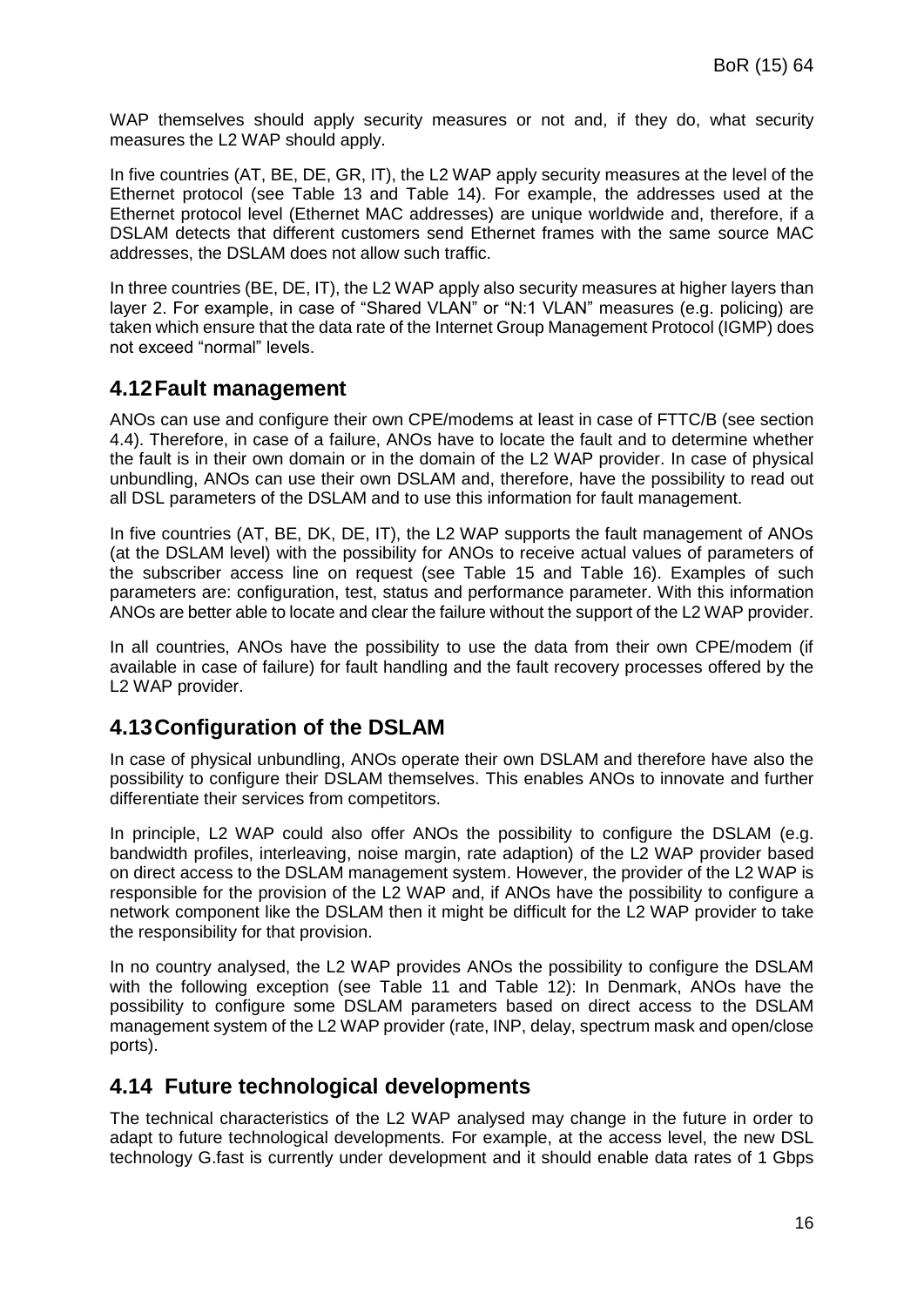WAP themselves should apply security measures or not and, if they do, what security measures the L2 WAP should apply.

In five countries (AT, BE, DE, GR, IT), the L2 WAP apply security measures at the level of the Ethernet protocol (see Table 13 and Table 14). For example, the addresses used at the Ethernet protocol level (Ethernet MAC addresses) are unique worldwide and, therefore, if a DSLAM detects that different customers send Ethernet frames with the same source MAC addresses, the DSLAM does not allow such traffic.

In three countries (BE, DE, IT), the L2 WAP apply also security measures at higher layers than layer 2. For example, in case of "Shared VLAN" or "N:1 VLAN" measures (e.g. policing) are taken which ensure that the data rate of the Internet Group Management Protocol (IGMP) does not exceed "normal" levels.

## 4.12 Fault management

ANOs can use and configure their own CPE/modems at least in case of FTTC/B (see section 4.4). Therefore, in case of a failure, ANOs have to locate the fault and to determine whether the fault is in their own domain or in the domain of the L2 WAP provider. In case of physical unbundling, ANOs can use their own DSLAM and, therefore, have the possibility to read out all DSL parameters of the DSLAM and to use this information for fault management.

In five countries (AT, BE, DK, DE, IT), the L2 WAP supports the fault management of ANOs (at the DSLAM level) with the possibility for ANOs to receive actual values of parameters of the subscriber access line on request (see Table 15 and Table 16). Examples of such parameters are: configuration, test, status and performance parameter. With this information ANOs are better able to locate and clear the failure without the support of the L2 WAP provider.

In all countries, ANOs have the possibility to use the data from their own CPE/modem (if available in case of failure) for fault handling and the fault recovery processes offered by the L2 WAP provider.

## 4.13 Configuration of the DSLAM

In case of physical unbundling, ANOs operate their own DSLAM and therefore have also the possibility to configure their DSLAM themselves. This enables ANOs to innovate and further differentiate their services from competitors.

In principle, L2 WAP could also offer ANOs the possibility to configure the DSLAM (e.g. bandwidth profiles, interleaving, noise margin, rate adaption) of the L2 WAP provider based on direct access to the DSLAM management system. However, the provider of the L2 WAP is responsible for the provision of the L2 WAP and, if ANOs have the possibility to configure a network component like the DSLAM then it might be difficult for the L2 WAP provider to take the responsibility for that provision.

In no country analysed, the L2 WAP provides ANOs the possibility to configure the DSLAM with the following exception (see Table 11 and Table 12): In Denmark, ANOs have the possibility to configure some DSLAM parameters based on direct access to the DSLAM management system of the L2 WAP provider (rate, INP, delay, spectrum mask and open/close ports).

## 4.14 Future technological developments

The technical characteristics of the L2 WAP analysed may change in the future in order to adapt to future technological developments. For example, at the access level, the new DSL technology G.fast is currently under development and it should enable data rates of 1 Gbps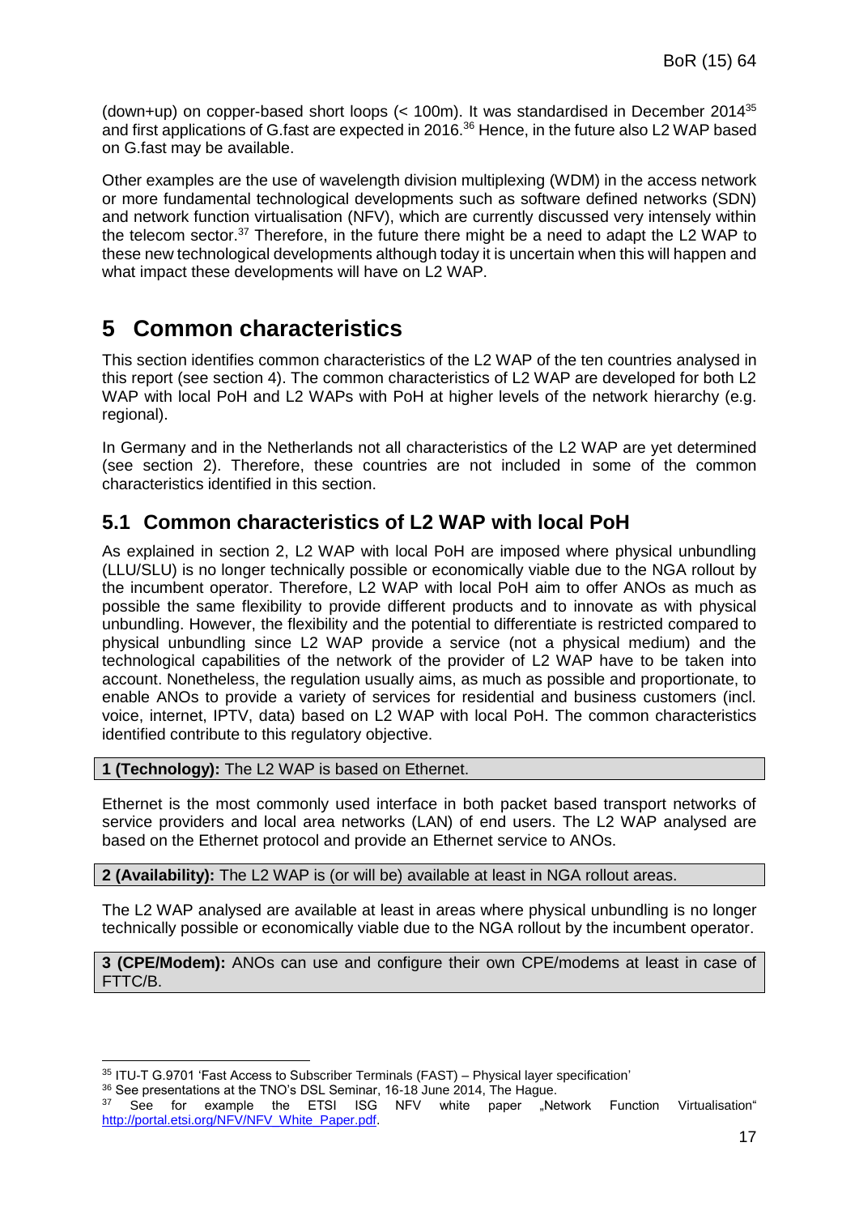(down+up) on copper-based short loops (< 100m). It was standardised in December 2014[35] and first applications of G.fast are expected in 2016.[36] Hence, in the future also L2 WAP based on G.fast may be available.

Other examples are the use of wavelength division multiplexing (WDM) in the access network or more fundamental technological developments such as software defined networks (SDN) and network function virtualisation (NFV), which are currently discussed very intensely within the telecom sector.[37] Therefore, in the future there might be a need to adapt the L2 WAP to these new technological developments although today it is uncertain when this will happen and what impact these developments will have on L2 WAP.

# 5 Common characteristics

This section identifies common characteristics of the L2 WAP of the ten countries analysed in this report (see section 4). The common characteristics of L2 WAP are developed for both L2 WAP with local PoH and L2 WAPs with PoH at higher levels of the network hierarchy (e.g. regional).

In Germany and in the Netherlands not all characteristics of the L2 WAP are yet determined (see section 2). Therefore, these countries are not included in some of the common characteristics identified in this section.

## 5.1 Common characteristics of L2 WAP with local PoH

As explained in section 2, L2 WAP with local PoH are imposed where physical unbundling (LLU/SLU) is no longer technically possible or economically viable due to the NGA rollout by the incumbent operator. Therefore, L2 WAP with local PoH aim to offer ANOs as much as possible the same flexibility to provide different products and to innovate as with physical unbundling. However, the flexibility and the potential to differentiate is restricted compared to physical unbundling since L2 WAP provide a service (not a physical medium) and the technological capabilities of the network of the provider of L2 WAP have to be taken into account. Nonetheless, the regulation usually aims, as much as possible and proportionate, to enable ANOs to provide a variety of services for residential and business customers (incl. voice, internet, IPTV, data) based on L2 WAP with local PoH. The common characteristics identified contribute to this regulatory objective.

**1 (Technology):** The L2 WAP is based on Ethernet.

Ethernet is the most commonly used interface in both packet based transport networks of service providers and local area networks (LAN) of end users. The L2 WAP analysed are based on the Ethernet protocol and provide an Ethernet service to ANOs.

**2 (Availability):** The L2 WAP is (or will be) available at least in NGA rollout areas.

The L2 WAP analysed are available at least in areas where physical unbundling is no longer technically possible or economically viable due to the NGA rollout by the incumbent operator.

**3 (CPE/Modem):** ANOs can use and configure their own CPE/modems at least in case of FTTC/B.

---

[35] ITU-T G.9701 'Fast Access to Subscriber Terminals (FAST) – Physical layer specification'

[36] See presentations at the TNO's DSL Seminar, 16-18 June 2014, The Hague.

[37] See for example the ETSI ISG NFV white paper „Network Function Virtualisation" http://portal.etsi.org/NFV/NFV_White_Paper.pdf.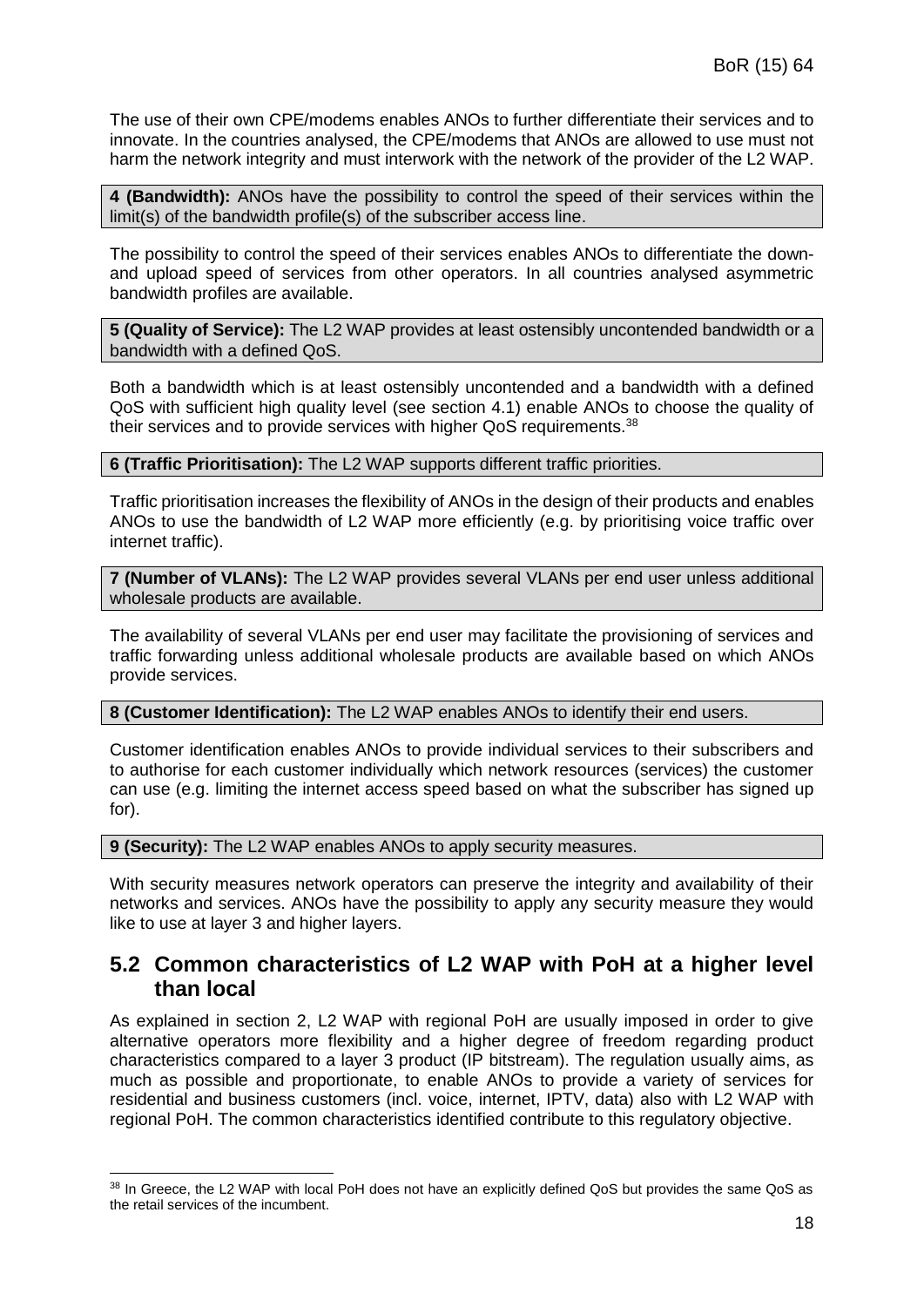The use of their own CPE/modems enables ANOs to further differentiate their services and to innovate. In the countries analysed, the CPE/modems that ANOs are allowed to use must not harm the network integrity and must interwork with the network of the provider of the L2 WAP.

**4 (Bandwidth):** ANOs have the possibility to control the speed of their services within the limit(s) of the bandwidth profile(s) of the subscriber access line.

The possibility to control the speed of their services enables ANOs to differentiate the down- and upload speed of services from other operators. In all countries analysed asymmetric bandwidth profiles are available.

**5 (Quality of Service):** The L2 WAP provides at least ostensibly uncontended bandwidth or a bandwidth with a defined QoS.

Both a bandwidth which is at least ostensibly uncontended and a bandwidth with a defined QoS with sufficient high quality level (see section 4.1) enable ANOs to choose the quality of their services and to provide services with higher QoS requirements.[38]

**6 (Traffic Prioritisation):** The L2 WAP supports different traffic priorities.

Traffic prioritisation increases the flexibility of ANOs in the design of their products and enables ANOs to use the bandwidth of L2 WAP more efficiently (e.g. by prioritising voice traffic over internet traffic).

**7 (Number of VLANs):** The L2 WAP provides several VLANs per end user unless additional wholesale products are available.

The availability of several VLANs per end user may facilitate the provisioning of services and traffic forwarding unless additional wholesale products are available based on which ANOs provide services.

**8 (Customer Identification):** The L2 WAP enables ANOs to identify their end users.

Customer identification enables ANOs to provide individual services to their subscribers and to authorise for each customer individually which network resources (services) the customer can use (e.g. limiting the internet access speed based on what the subscriber has signed up for).

**9 (Security):** The L2 WAP enables ANOs to apply security measures.

With security measures network operators can preserve the integrity and availability of their networks and services. ANOs have the possibility to apply any security measure they would like to use at layer 3 and higher layers.

## 5.2 Common characteristics of L2 WAP with PoH at a higher level than local

As explained in section 2, L2 WAP with regional PoH are usually imposed in order to give alternative operators more flexibility and a higher degree of freedom regarding product characteristics compared to a layer 3 product (IP bitstream). The regulation usually aims, as much as possible and proportionate, to enable ANOs to provide a variety of services for residential and business customers (incl. voice, internet, IPTV, data) also with L2 WAP with regional PoH. The common characteristics identified contribute to this regulatory objective.

[38] In Greece, the L2 WAP with local PoH does not have an explicitly defined QoS but provides the same QoS as the retail services of the incumbent.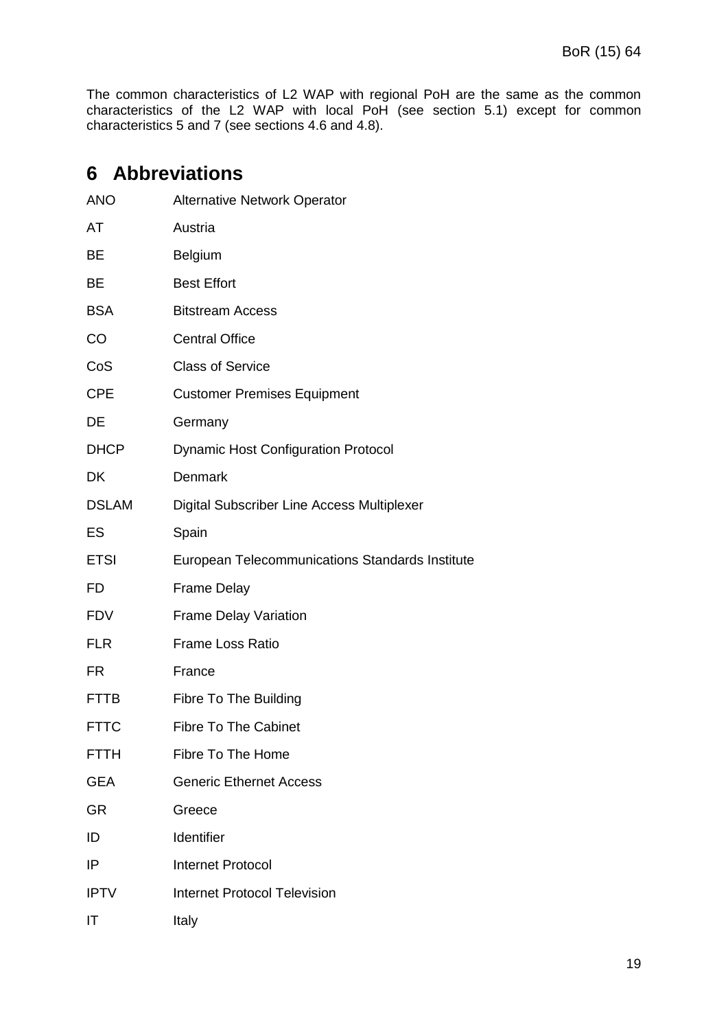The common characteristics of L2 WAP with regional PoH are the same as the common characteristics of the L2 WAP with local PoH (see section 5.1) except for common characteristics 5 and 7 (see sections 4.6 and 4.8).

# 6 Abbreviations

| | |
|---|---|
| ANO | Alternative Network Operator |
| AT | Austria |
| BE | Belgium |
| BE | Best Effort |
| BSA | Bitstream Access |
| CO | Central Office |
| CoS | Class of Service |
| CPE | Customer Premises Equipment |
| DE | Germany |
| DHCP | Dynamic Host Configuration Protocol |
| DK | Denmark |
| DSLAM | Digital Subscriber Line Access Multiplexer |
| ES | Spain |
| ETSI | European Telecommunications Standards Institute |
| FD | Frame Delay |
| FDV | Frame Delay Variation |
| FLR | Frame Loss Ratio |
| FR | France |
| FTTB | Fibre To The Building |
| FTTC | Fibre To The Cabinet |
| FTTH | Fibre To The Home |
| GEA | Generic Ethernet Access |
| GR | Greece |
| ID | Identifier |
| IP | Internet Protocol |
| IPTV | Internet Protocol Television |
| IT | Italy |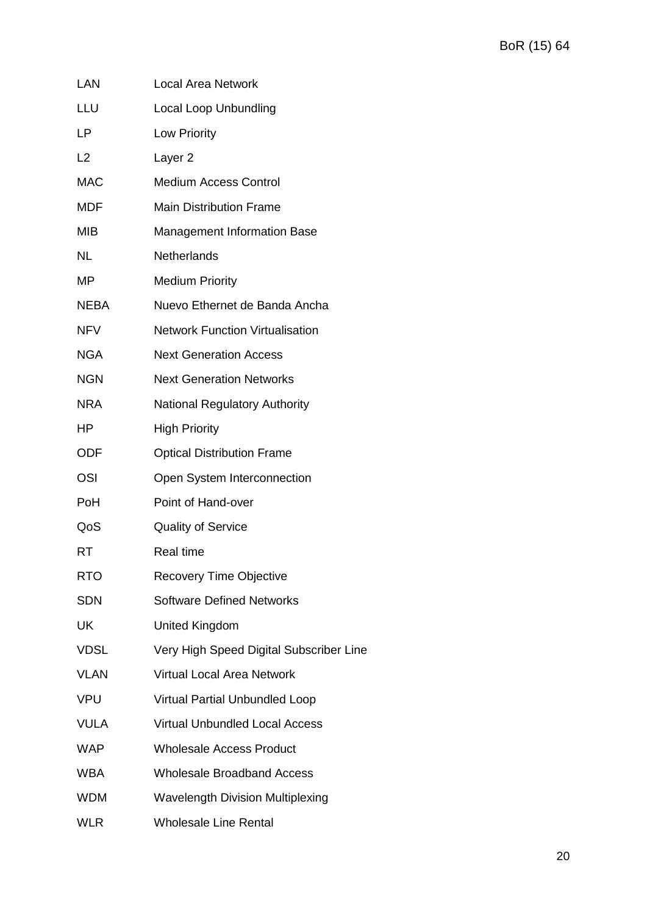| | |
|---|---|
| LAN | Local Area Network |
| LLU | Local Loop Unbundling |
| LP | Low Priority |
| L2 | Layer 2 |
| MAC | Medium Access Control |
| MDF | Main Distribution Frame |
| MIB | Management Information Base |
| NL | Netherlands |
| MP | Medium Priority |
| NEBA | Nuevo Ethernet de Banda Ancha |
| NFV | Network Function Virtualisation |
| NGA | Next Generation Access |
| NGN | Next Generation Networks |
| NRA | National Regulatory Authority |
| HP | High Priority |
| ODF | Optical Distribution Frame |
| OSI | Open System Interconnection |
| PoH | Point of Hand-over |
| QoS | Quality of Service |
| RT | Real time |
| RTO | Recovery Time Objective |
| SDN | Software Defined Networks |
| UK | United Kingdom |
| VDSL | Very High Speed Digital Subscriber Line |
| VLAN | Virtual Local Area Network |
| VPU | Virtual Partial Unbundled Loop |
| VULA | Virtual Unbundled Local Access |
| WAP | Wholesale Access Product |
| WBA | Wholesale Broadband Access |
| WDM | Wavelength Division Multiplexing |
| WLR | Wholesale Line Rental |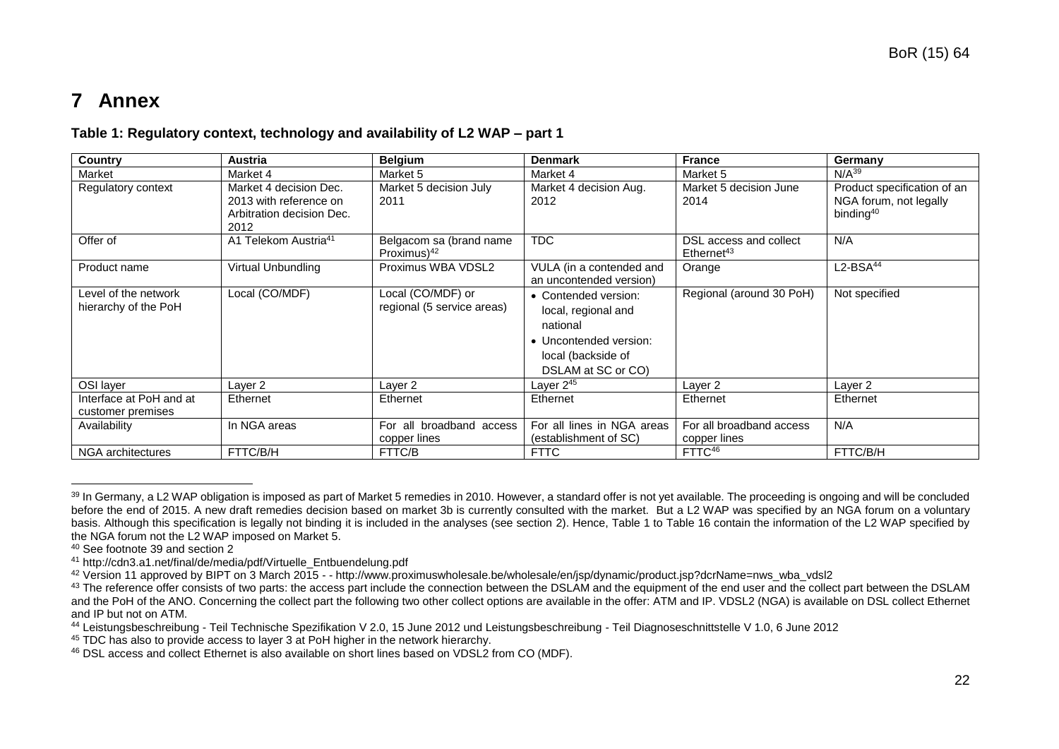# 7 Annex

**Table 1: Regulatory context, technology and availability of L2 WAP – part 1**

| Country | Austria | Belgium | Denmark | France | Germany |
|---|---|---|---|---|---|
| Market | Market 4 | Market 5 | Market 4 | Market 5 | N/A[39] |
| Regulatory context | Market 4 decision Dec. 2013 with reference on Arbitration decision Dec. 2012 | Market 5 decision July 2011 | Market 4 decision Aug. 2012 | Market 5 decision June 2014 | Product specification of an NGA forum, not legally binding[40] |
| Offer of | A1 Telekom Austria[41] | Belgacom sa (brand name Proximus)[42] | TDC | DSL access and collect Ethernet[43] | N/A |
| Product name | Virtual Unbundling | Proximus WBA VDSL2 | VULA (in a contended and an uncontended version) | Orange | L2-BSA[44] |
| Level of the network hierarchy of the PoH | Local (CO/MDF) | Local (CO/MDF) or regional (5 service areas) | • Contended version: local, regional and national<br>• Uncontended version: local (backside of DSLAM at SC or CO) | Regional (around 30 PoH) | Not specified |
| OSI layer | Layer 2 | Layer 2 | Layer 2[45] | Layer 2 | Layer 2 |
| Interface at PoH and at customer premises | Ethernet | Ethernet | Ethernet | Ethernet | Ethernet |
| Availability | In NGA areas | For all broadband access copper lines | For all lines in NGA areas (establishment of SC) | For all broadband access copper lines | N/A |
| NGA architectures | FTTC/B/H | FTTC/B | FTTC | FTTC[46] | FTTC/B/H |

[39] In Germany, a L2 WAP obligation is imposed as part of Market 5 remedies in 2010. However, a standard offer is not yet available. The proceeding is ongoing and will be concluded before the end of 2015. A new draft remedies decision based on market 3b is currently consulted with the market. But a L2 WAP was specified by an NGA forum on a voluntary basis. Although this specification is legally not binding it is included in the analyses (see section 2). Hence, Table 1 to Table 16 contain the information of the L2 WAP specified by the NGA forum not the L2 WAP imposed on Market 5.

[40] See footnote 39 and section 2

[41] http://cdn3.a1.net/final/de/media/pdf/Virtuelle_Entbuendelung.pdf

[42] Version 11 approved by BIPT on 3 March 2015 - - http://www.proximuswholesale.be/wholesale/en/jsp/dynamic/product.jsp?dcrName=nws_wba_vdsl2

[43] The reference offer consists of two parts: the access part include the connection between the DSLAM and the equipment of the end user and the collect part between the DSLAM and the PoH of the ANO. Concerning the collect part the following two other collect options are available in the offer: ATM and IP. VDSL2 (NGA) is available on DSL collect Ethernet and IP but not on ATM.

[44] Leistungsbeschreibung - Teil Technische Spezifikation V 2.0, 15 June 2012 und Leistungsbeschreibung - Teil Diagnoseschnittstelle V 1.0, 6 June 2012

[45] TDC has also to provide access to layer 3 at PoH higher in the network hierarchy.

[46] DSL access and collect Ethernet is also available on short lines based on VDSL2 from CO (MDF).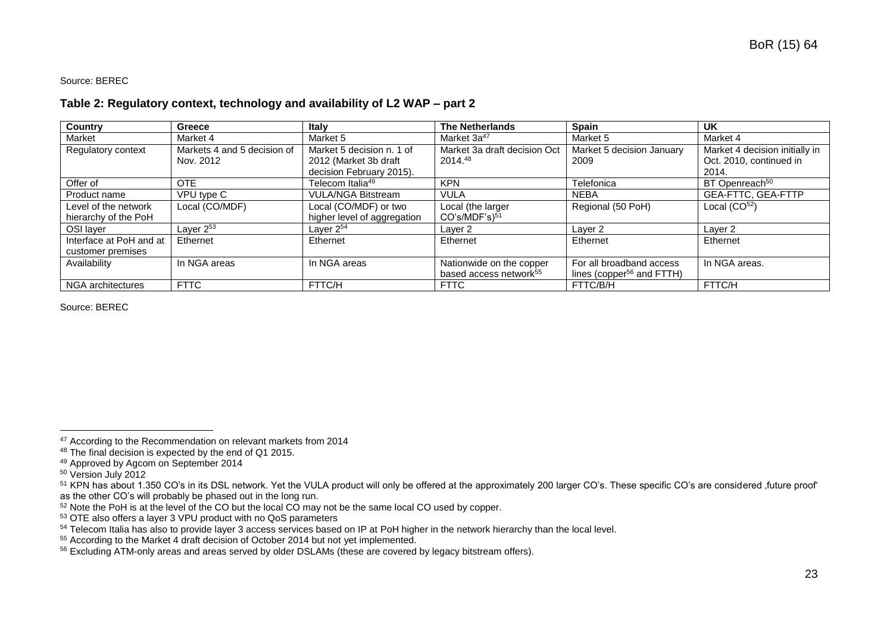Source: BEREC

**Table 2: Regulatory context, technology and availability of L2 WAP – part 2**

| Country | Greece | Italy | The Netherlands | Spain | UK |
|---|---|---|---|---|---|
| Market | Market 4 | Market 5 | Market 3a[47] | Market 5 | Market 4 |
| Regulatory context | Markets 4 and 5 decision of Nov. 2012 | Market 5 decision n. 1 of 2012 (Market 3b draft decision February 2015). | Market 3a draft decision Oct 2014.[48] | Market 5 decision January 2009 | Market 4 decision initially in Oct. 2010, continued in 2014. |
| Offer of | OTE | Telecom Italia[49] | KPN | Telefonica | BT Openreach[50] |
| Product name | VPU type C | VULA/NGA Bitstream | VULA | NEBA | GEA-FTTC, GEA-FTTP |
| Level of the network hierarchy of the PoH | Local (CO/MDF) | Local (CO/MDF) or two higher level of aggregation | Local (the larger CO's/MDF's)[51] | Regional (50 PoH) | Local (CO[52]) |
| OSI layer | Layer 2[53] | Layer 2[54] | Layer 2 | Layer 2 | Layer 2 |
| Interface at PoH and at customer premises | Ethernet | Ethernet | Ethernet | Ethernet | Ethernet |
| Availability | In NGA areas | In NGA areas | Nationwide on the copper based access network[55] | For all broadband access lines (copper[56] and FTTH) | In NGA areas. |
| NGA architectures | FTTC | FTTC/H | FTTC | FTTC/B/H | FTTC/H |

Source: BEREC

---

[47] According to the Recommendation on relevant markets from 2014

[48] The final decision is expected by the end of Q1 2015.

[49] Approved by Agcom on September 2014

[50] Version July 2012

[51] KPN has about 1.350 CO's in its DSL network. Yet the VULA product will only be offered at the approximately 200 larger CO's. These specific CO's are considered ‚future proof' as the other CO's will probably be phased out in the long run.

[52] Note the PoH is at the level of the CO but the local CO may not be the same local CO used by copper.

[53] OTE also offers a layer 3 VPU product with no QoS parameters

[54] Telecom Italia has also to provide layer 3 access services based on IP at PoH higher in the network hierarchy than the local level.

[55] According to the Market 4 draft decision of October 2014 but not yet implemented.

[56] Excluding ATM-only areas and areas served by older DSLAMs (these are covered by legacy bitstream offers).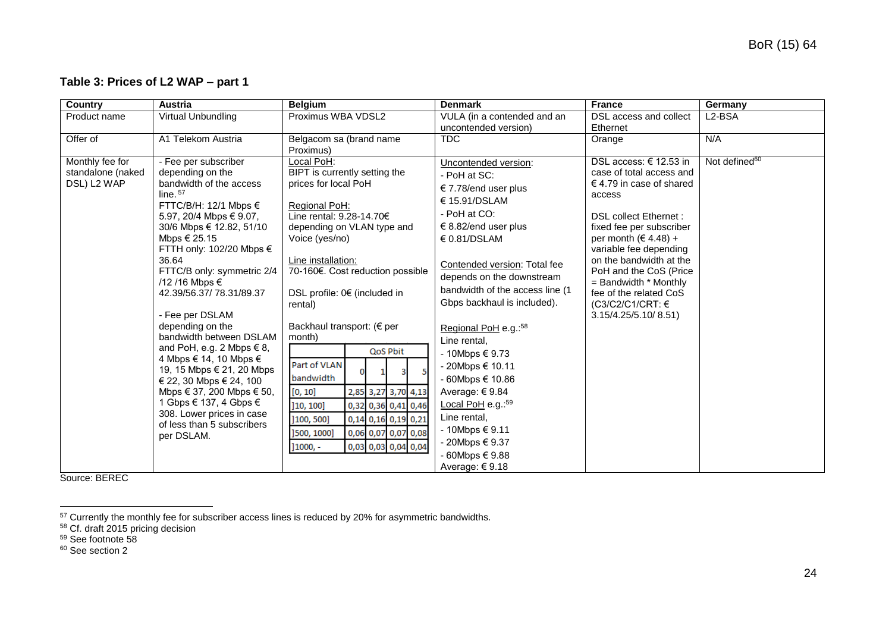**Table 3: Prices of L2 WAP – part 1**

| Country | Austria | Belgium | Denmark | France | Germany |
|---|---|---|---|---|---|
| Product name | Virtual Unbundling | Proximus WBA VDSL2 | VULA (in a contended and an uncontended version) | DSL access and collect Ethernet | L2-BSA |
| Offer of | A1 Telekom Austria | Belgacom sa (brand name Proximus) | TDC | Orange | N/A |
| Monthly fee for standalone (naked DSL) L2 WAP | - Fee per subscriber depending on the bandwidth of the access line. [57]<br>FTTC/B/H: 12/1 Mbps € 5.97, 20/4 Mbps € 9.07, 30/6 Mbps € 12.82, 51/10 Mbps € 25.15<br>FTTH only: 102/20 Mbps € 36.64<br>FTTC/B only: symmetric 2/4 /12 /16 Mbps € 42.39/56.37/ 78.31/89.37<br><br>- Fee per DSLAM depending on the bandwidth between DSLAM and PoH, e.g. 2 Mbps € 8, 4 Mbps € 14, 10 Mbps € 19, 15 Mbps € 21, 20 Mbps € 22, 30 Mbps € 24, 100 Mbps € 37, 200 Mbps € 50, 1 Gbps € 137, 4 Gbps € 308. Lower prices in case of less than 5 subscribers per DSLAM. | Local PoH:<br>BIPT is currently setting the prices for local PoH<br><br>Regional PoH:<br>Line rental: 9.28-14.70€ depending on VLAN type and Voice (yes/no)<br><br>Line installation:<br>70-160€. Cost reduction possible<br><br>DSL profile: 0€ (included in rental)<br><br>Backhaul transport: (€ per month)<br>QoS Pbit: Part of VLAN bandwidth / 0 / 1 / 3 / 5<br>[0, 10] / 2,85 / 3,27 / 3,70 / 4,13<br>]10, 100] / 0,32 / 0,36 / 0,41 / 0,46<br>]100, 500] / 0,14 / 0,16 / 0,19 / 0,21<br>]500, 1000] / 0,06 / 0,07 / 0,07 / 0,08<br>]1000, - / 0,03 / 0,03 / 0,04 / 0,04 | Uncontended version:<br>- PoH at SC:<br>€ 7.78/end user plus € 15.91/DSLAM<br>- PoH at CO:<br>€ 8.82/end user plus € 0.81/DSLAM<br><br>Contended version: Total fee depends on the downstream bandwidth of the access line (1 Gbps backhaul is included).<br><br>Regional PoH e.g.:[58]<br>Line rental,<br>- 10Mbps € 9.73<br>- 20Mbps € 10.11<br>- 60Mbps € 10.86<br>Average: € 9.84<br>Local PoH e.g.:[59]<br>Line rental,<br>- 10Mbps € 9.11<br>- 20Mbps € 9.37<br>- 60Mbps € 9.88<br>Average: € 9.18 | DSL access: € 12.53 in case of total access and € 4.79 in case of shared access<br><br>DSL collect Ethernet : fixed fee per subscriber per month (€ 4.48) + variable fee depending on the bandwidth at the PoH and the CoS (Price = Bandwidth * Monthly fee of the related CoS (C3/C2/C1/CRT: € 3.15/4.25/5.10/ 8.51) | Not defined[60] |

Source: BEREC

[57] Currently the monthly fee for subscriber access lines is reduced by 20% for asymmetric bandwidths.
[58] Cf. draft 2015 pricing decision
[59] See footnote 58
[60] See section 2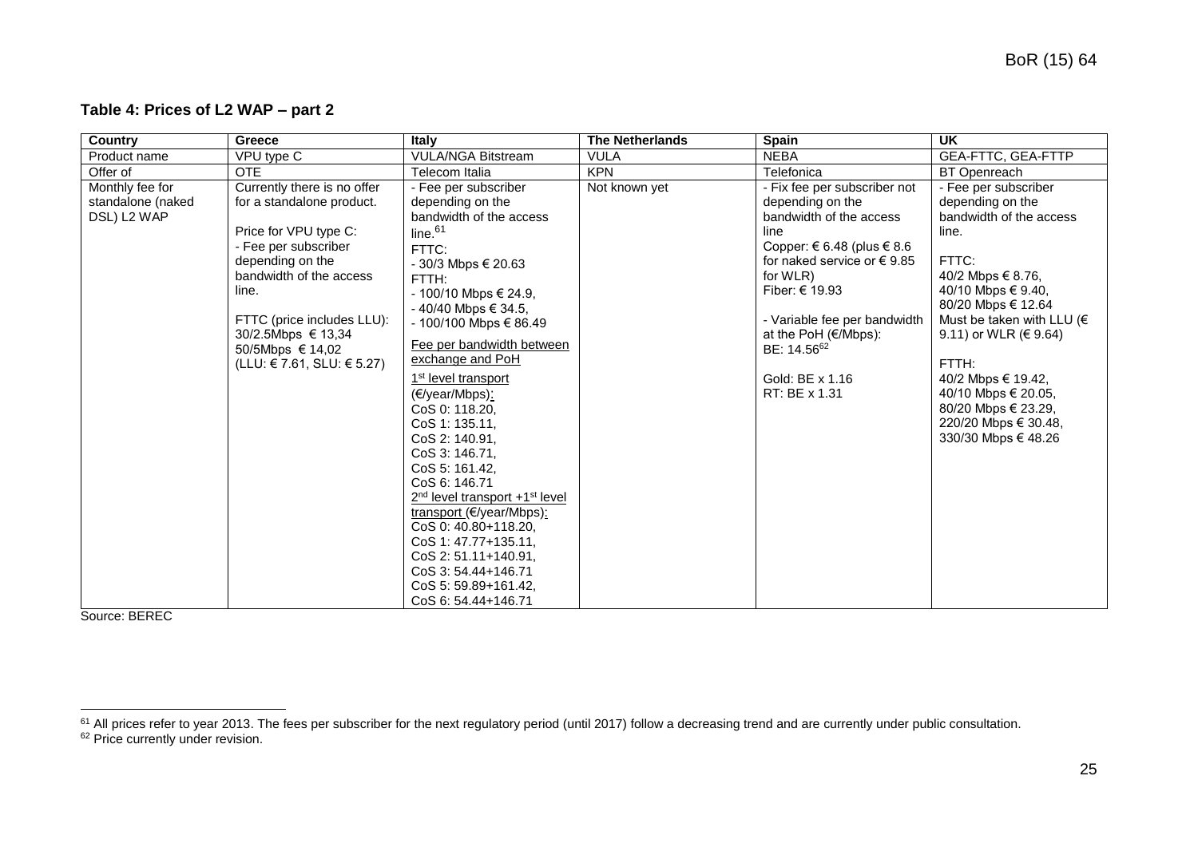**Table 4: Prices of L2 WAP – part 2**

| Country | Greece | Italy | The Netherlands | Spain | UK |
|---|---|---|---|---|---|
| Product name | VPU type C | VULA/NGA Bitstream | VULA | NEBA | GEA-FTTC, GEA-FTTP |
| Offer of | OTE | Telecom Italia | KPN | Telefonica | BT Openreach |
| Monthly fee for standalone (naked DSL) L2 WAP | Currently there is no offer for a standalone product.<br><br>Price for VPU type C:<br>- Fee per subscriber depending on the bandwidth of the access line.<br><br>FTTC (price includes LLU):<br>30/2.5Mbps € 13,34<br>50/5Mbps € 14,02<br>(LLU: € 7.61, SLU: € 5.27) | - Fee per subscriber depending on the bandwidth of the access line.[61]<br>FTTC:<br>- 30/3 Mbps € 20.63<br>FTTH:<br>- 100/10 Mbps € 24.9,<br>- 40/40 Mbps € 34.5,<br>- 100/100 Mbps € 86.49<br><br>Fee per bandwidth between exchange and PoH<br><br>1st level transport (€/year/Mbps):<br>CoS 0: 118.20,<br>CoS 1: 135.11,<br>CoS 2: 140.91,<br>CoS 3: 146.71,<br>CoS 5: 161.42,<br>CoS 6: 146.71<br>2nd level transport +1st level transport (€/year/Mbps):<br>CoS 0: 40.80+118.20,<br>CoS 1: 47.77+135.11,<br>CoS 2: 51.11+140.91,<br>CoS 3: 54.44+146.71<br>CoS 5: 59.89+161.42,<br>CoS 6: 54.44+146.71 | Not known yet | - Fix fee per subscriber not depending on the bandwidth of the access line<br>Copper: € 6.48 (plus € 8.6 for naked service or € 9.85 for WLR)<br>Fiber: € 19.93<br><br>- Variable fee per bandwidth at the PoH (€/Mbps):<br>BE: 14.56[62]<br><br>Gold: BE x 1.16<br>RT: BE x 1.31 | - Fee per subscriber depending on the bandwidth of the access line.<br><br>FTTC:<br>40/2 Mbps € 8.76,<br>40/10 Mbps € 9.40,<br>80/20 Mbps € 12.64<br>Must be taken with LLU (€ 9.11) or WLR (€ 9.64)<br><br>FTTH:<br>40/2 Mbps € 19.42,<br>40/10 Mbps € 20.05,<br>80/20 Mbps € 23.29,<br>220/20 Mbps € 30.48,<br>330/30 Mbps € 48.26 |

Source: BEREC

[61] All prices refer to year 2013. The fees per subscriber for the next regulatory period (until 2017) follow a decreasing trend and are currently under public consultation.

[62] Price currently under revision.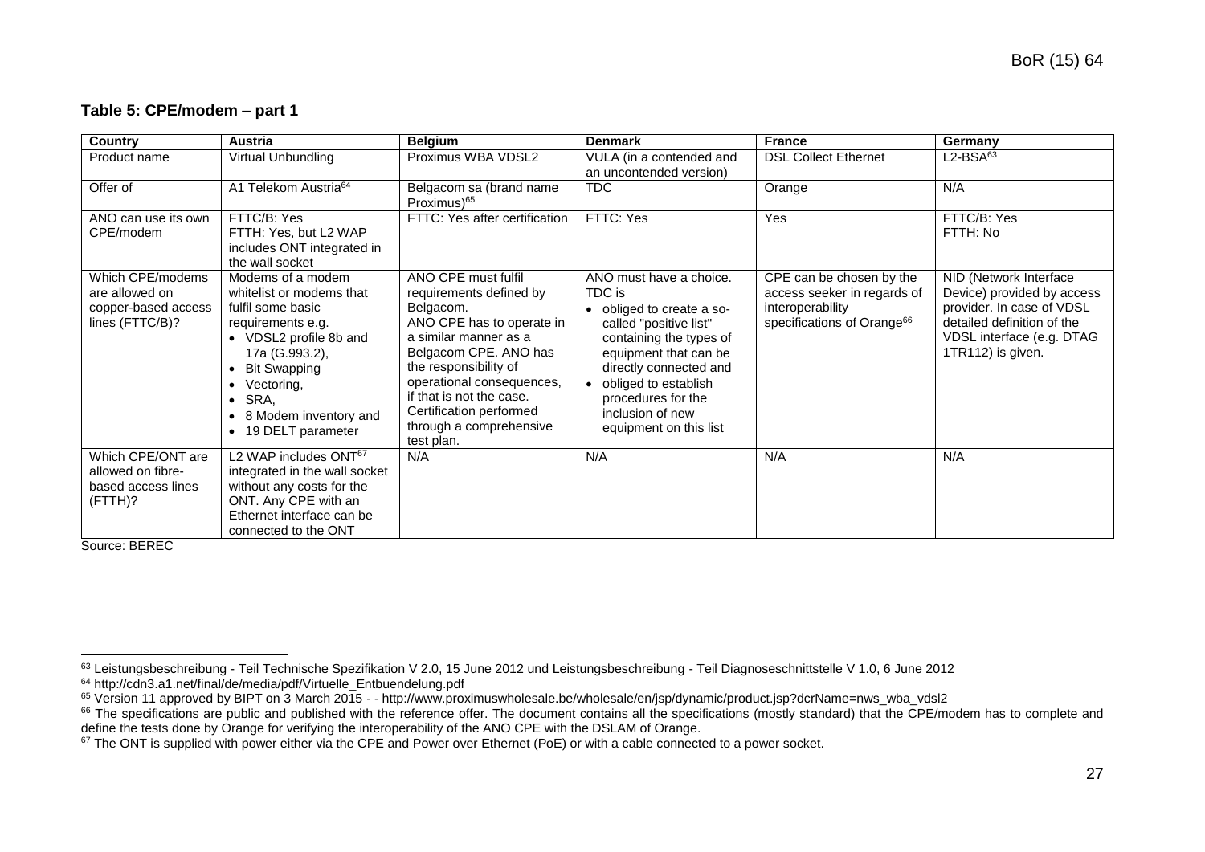**Table 5: CPE/modem – part 1**

| Country | Austria | Belgium | Denmark | France | Germany |
|---|---|---|---|---|---|
| Product name | Virtual Unbundling | Proximus WBA VDSL2 | VULA (in a contended and an uncontended version) | DSL Collect Ethernet | L2-BSA[63] |
| Offer of | A1 Telekom Austria[64] | Belgacom sa (brand name Proximus)[65] | TDC | Orange | N/A |
| ANO can use its own CPE/modem | FTTC/B: Yes<br>FTTH: Yes, but L2 WAP includes ONT integrated in the wall socket | FTTC: Yes after certification | FTTC: Yes | Yes | FTTC/B: Yes<br>FTTH: No |
| Which CPE/modems are allowed on copper-based access lines (FTTC/B)? | Modems of a modem whitelist or modems that fulfil some basic requirements e.g.<br>• VDSL2 profile 8b and 17a (G.993.2),<br>• Bit Swapping<br>• Vectoring,<br>• SRA,<br>• 8 Modem inventory and<br>• 19 DELT parameter | ANO CPE must fulfil requirements defined by Belgacom.<br>ANO CPE has to operate in a similar manner as a Belgacom CPE. ANO has the responsibility of operational consequences, if that is not the case. Certification performed through a comprehensive test plan. | ANO must have a choice. TDC is<br>• obliged to create a so-called "positive list" containing the types of equipment that can be directly connected and<br>• obliged to establish procedures for the inclusion of new equipment on this list | CPE can be chosen by the access seeker in regards of interoperability specifications of Orange[66] | NID (Network Interface Device) provided by access provider. In case of VDSL detailed definition of the VDSL interface (e.g. DTAG 1TR112) is given. |
| Which CPE/ONT are allowed on fibre-based access lines (FTTH)? | L2 WAP includes ONT[67] integrated in the wall socket without any costs for the ONT. Any CPE with an Ethernet interface can be connected to the ONT | N/A | N/A | N/A | N/A |

Source: BEREC

[63] Leistungsbeschreibung - Teil Technische Spezifikation V 2.0, 15 June 2012 und Leistungsbeschreibung - Teil Diagnoseschnittstelle V 1.0, 6 June 2012

[64] http://cdn3.a1.net/final/de/media/pdf/Virtuelle_Entbuendelung.pdf

[65] Version 11 approved by BIPT on 3 March 2015 - - http://www.proximuswholesale.be/wholesale/en/jsp/dynamic/product.jsp?dcrName=nws_wba_vdsl2

[66] The specifications are public and published with the reference offer. The document contains all the specifications (mostly standard) that the CPE/modem has to complete and define the tests done by Orange for verifying the interoperability of the ANO CPE with the DSLAM of Orange.

[67] The ONT is supplied with power either via the CPE and Power over Ethernet (PoE) or with a cable connected to a power socket.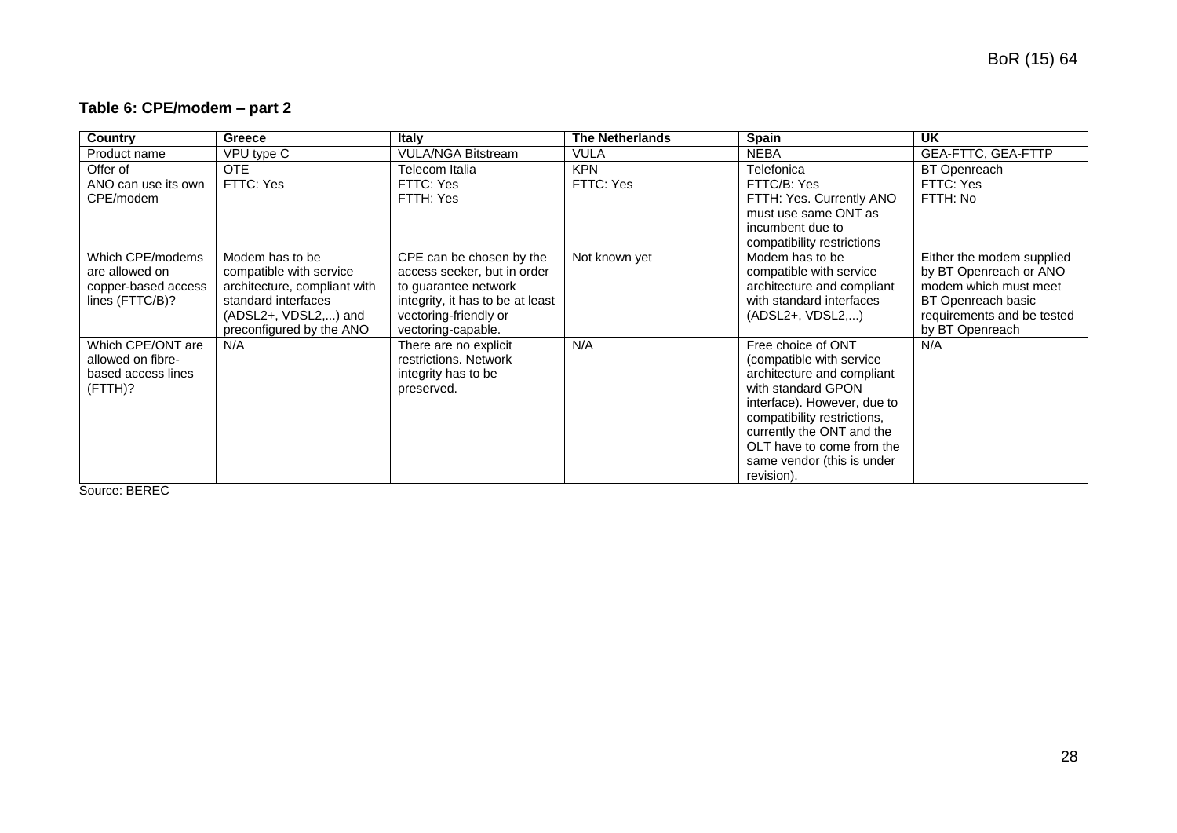### Table 6: CPE/modem – part 2

| Country | Greece | Italy | The Netherlands | Spain | UK |
|---|---|---|---|---|---|
| Product name | VPU type C | VULA/NGA Bitstream | VULA | NEBA | GEA-FTTC, GEA-FTTP |
| Offer of | OTE | Telecom Italia | KPN | Telefonica | BT Openreach |
| ANO can use its own CPE/modem | FTTC: Yes | FTTC: Yes<br>FTTH: Yes | FTTC: Yes | FTTC/B: Yes<br>FTTH: Yes. Currently ANO must use same ONT as incumbent due to compatibility restrictions | FTTC: Yes<br>FTTH: No |
| Which CPE/modems are allowed on copper-based access lines (FTTC/B)? | Modem has to be compatible with service architecture, compliant with standard interfaces (ADSL2+, VDSL2,...) and preconfigured by the ANO | CPE can be chosen by the access seeker, but in order to guarantee network integrity, it has to be at least vectoring-friendly or vectoring-capable. | Not known yet | Modem has to be compatible with service architecture and compliant with standard interfaces (ADSL2+, VDSL2,...) | Either the modem supplied by BT Openreach or ANO modem which must meet BT Openreach basic requirements and be tested by BT Openreach |
| Which CPE/ONT are allowed on fibre-based access lines (FTTH)? | N/A | There are no explicit restrictions. Network integrity has to be preserved. | N/A | Free choice of ONT (compatible with service architecture and compliant with standard GPON interface). However, due to compatibility restrictions, currently the ONT and the OLT have to come from the same vendor (this is under revision). | N/A |

Source: BEREC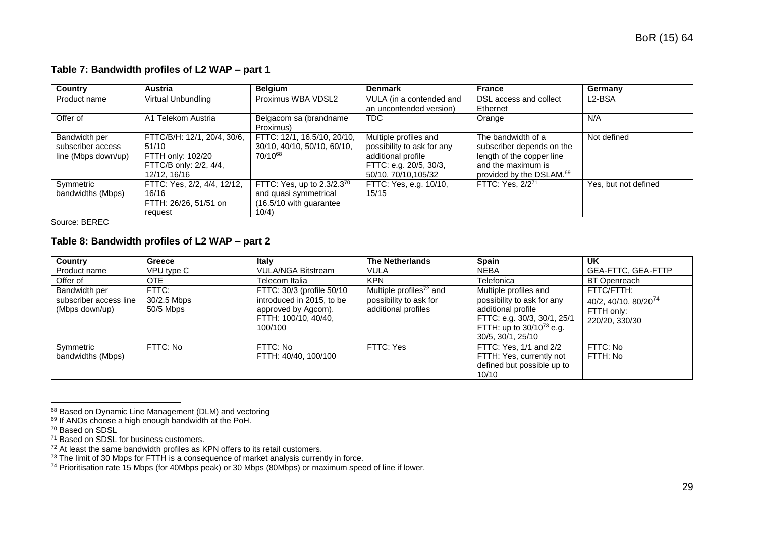**Table 7: Bandwidth profiles of L2 WAP – part 1**

| Country | Austria | Belgium | Denmark | France | Germany |
|---|---|---|---|---|---|
| Product name | Virtual Unbundling | Proximus WBA VDSL2 | VULA (in a contended and an uncontended version) | DSL access and collect Ethernet | L2-BSA |
| Offer of | A1 Telekom Austria | Belgacom sa (brandname Proximus) | TDC | Orange | N/A |
| Bandwidth per subscriber access line (Mbps down/up) | FTTC/B/H: 12/1, 20/4, 30/6, 51/10<br>FTTH only: 102/20<br>FTTC/B only: 2/2, 4/4, 12/12, 16/16 | FTTC: 12/1, 16.5/10, 20/10, 30/10, 40/10, 50/10, 60/10, 70/10[68] | Multiple profiles and possibility to ask for any additional profile<br>FTTC: e.g. 20/5, 30/3, 50/10, 70/10,105/32 | The bandwidth of a subscriber depends on the length of the copper line and the maximum is provided by the DSLAM.[69] | Not defined |
| Symmetric bandwidths (Mbps) | FTTC: Yes, 2/2, 4/4, 12/12, 16/16<br>FTTH: 26/26, 51/51 on request | FTTC: Yes, up to 2.3/2.3[70] and quasi symmetrical (16.5/10 with guarantee 10/4) | FTTC: Yes, e.g. 10/10, 15/15 | FTTC: Yes, 2/2[71] | Yes, but not defined |

Source: BEREC

**Table 8: Bandwidth profiles of L2 WAP – part 2**

| Country | Greece | Italy | The Netherlands | Spain | UK |
|---|---|---|---|---|---|
| Product name | VPU type C | VULA/NGA Bitstream | VULA | NEBA | GEA-FTTC, GEA-FTTP |
| Offer of | OTE | Telecom Italia | KPN | Telefonica | BT Openreach |
| Bandwidth per subscriber access line (Mbps down/up) | FTTC:<br>30/2.5 Mbps<br>50/5 Mbps | FTTC: 30/3 (profile 50/10 introduced in 2015, to be approved by Agcom).<br>FTTH: 100/10, 40/40, 100/100 | Multiple profiles[72] and possibility to ask for additional profiles | Multiple profiles and possibility to ask for any additional profile<br>FTTC: e.g. 30/3, 30/1, 25/1<br>FTTH: up to 30/10[73] e.g. 30/5, 30/1, 25/10 | FTTC/FTTH:<br>40/2, 40/10, 80/20[74]<br>FTTH only:<br>220/20, 330/30 |
| Symmetric bandwidths (Mbps) | FTTC: No | FTTC: No<br>FTTH: 40/40, 100/100 | FTTC: Yes | FTTC: Yes, 1/1 and 2/2<br>FTTH: Yes, currently not defined but possible up to 10/10 | FTTC: No<br>FTTH: No |

[68] Based on Dynamic Line Management (DLM) and vectoring

[69] If ANOs choose a high enough bandwidth at the PoH.

[70] Based on SDSL

[71] Based on SDSL for business customers.

[72] At least the same bandwidth profiles as KPN offers to its retail customers.

[73] The limit of 30 Mbps for FTTH is a consequence of market analysis currently in force.

[74] Prioritisation rate 15 Mbps (for 40Mbps peak) or 30 Mbps (80Mbps) or maximum speed of line if lower.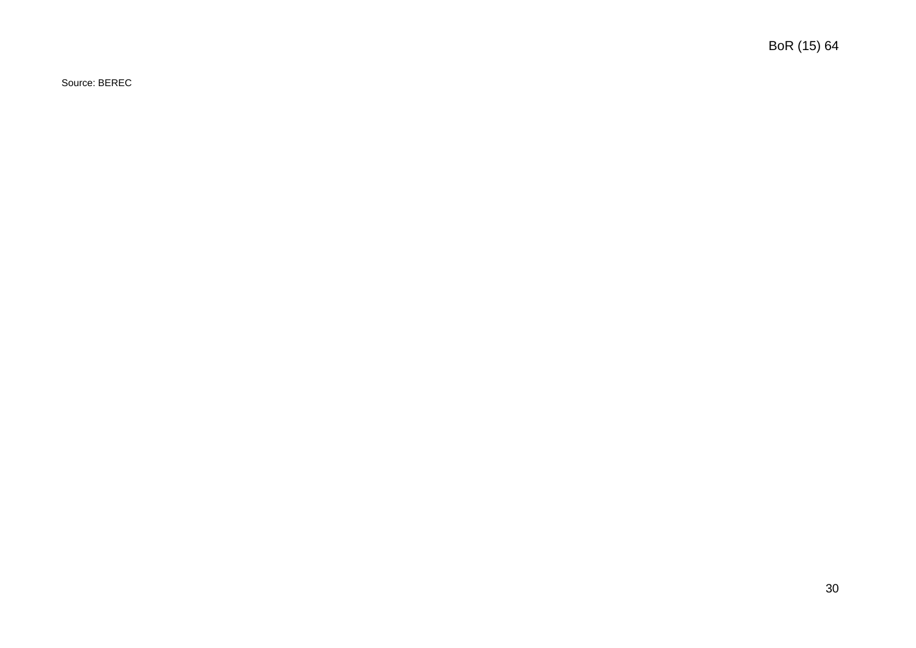Source: BEREC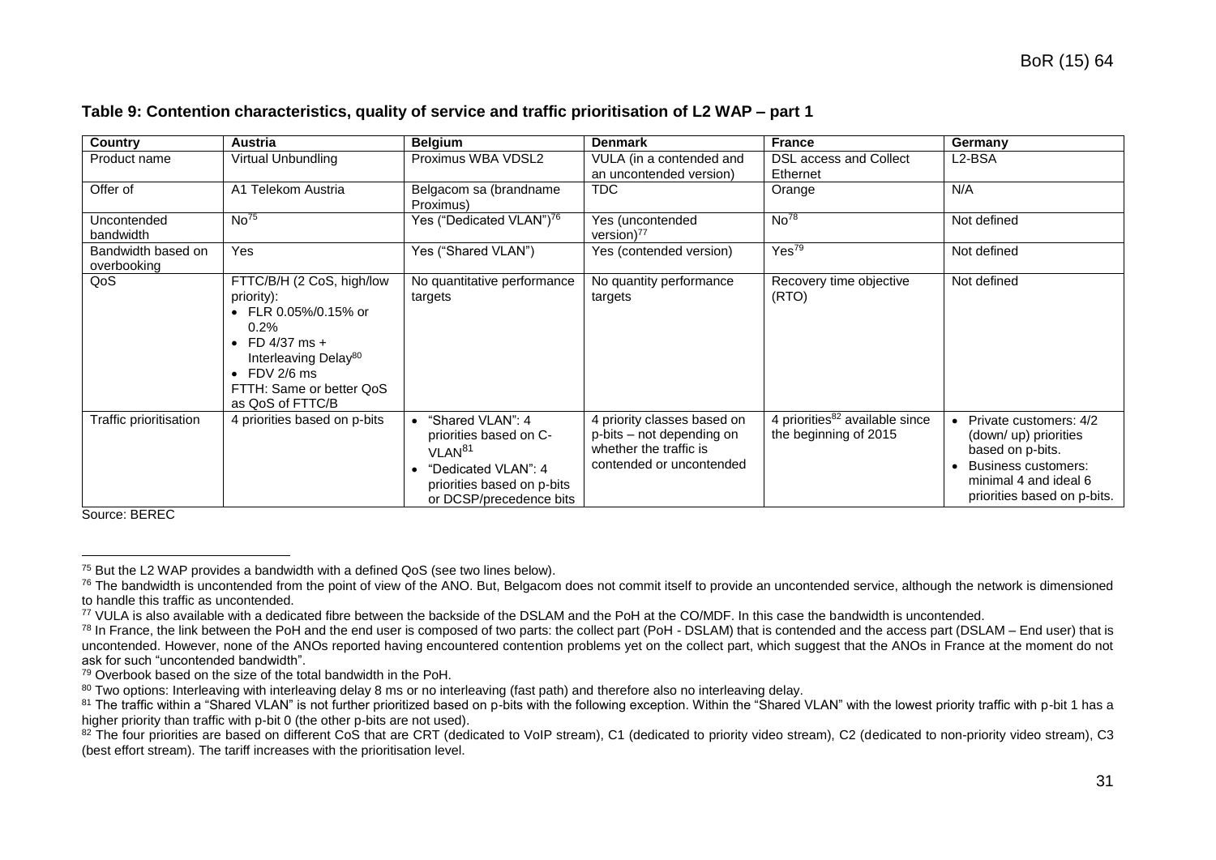**Table 9: Contention characteristics, quality of service and traffic prioritisation of L2 WAP – part 1**

| Country | Austria | Belgium | Denmark | France | Germany |
|---|---|---|---|---|---|
| Product name | Virtual Unbundling | Proximus WBA VDSL2 | VULA (in a contended and an uncontended version) | DSL access and Collect Ethernet | L2-BSA |
| Offer of | A1 Telekom Austria | Belgacom sa (brandname Proximus) | TDC | Orange | N/A |
| Uncontended bandwidth | No[75] | Yes ("Dedicated VLAN")[76] | Yes (uncontended version)[77] | No[78] | Not defined |
| Bandwidth based on overbooking | Yes | Yes ("Shared VLAN") | Yes (contended version) | Yes[79] | Not defined |
| QoS | FTTC/B/H (2 CoS, high/low priority): <br>• FLR 0.05%/0.15% or 0.2% <br>• FD 4/37 ms + Interleaving Delay[80] <br>• FDV 2/6 ms <br>FTTH: Same or better QoS as QoS of FTTC/B | No quantitative performance targets | No quantity performance targets | Recovery time objective (RTO) | Not defined |
| Traffic prioritisation | 4 priorities based on p-bits | • "Shared VLAN": 4 priorities based on C-VLAN[81] <br>• "Dedicated VLAN": 4 priorities based on p-bits or DCSP/precedence bits | 4 priority classes based on p-bits – not depending on whether the traffic is contended or uncontended | 4 priorities[82] available since the beginning of 2015 | • Private customers: 4/2 (down/ up) priorities based on p-bits. <br>• Business customers: minimal 4 and ideal 6 priorities based on p-bits. |

Source: BEREC

[75] But the L2 WAP provides a bandwidth with a defined QoS (see two lines below).

[76] The bandwidth is uncontended from the point of view of the ANO. But, Belgacom does not commit itself to provide an uncontended service, although the network is dimensioned to handle this traffic as uncontended.

[77] VULA is also available with a dedicated fibre between the backside of the DSLAM and the PoH at the CO/MDF. In this case the bandwidth is uncontended.

[78] In France, the link between the PoH and the end user is composed of two parts: the collect part (PoH - DSLAM) that is contended and the access part (DSLAM – End user) that is uncontended. However, none of the ANOs reported having encountered contention problems yet on the collect part, which suggest that the ANOs in France at the moment do not ask for such "uncontended bandwidth".

[79] Overbook based on the size of the total bandwidth in the PoH.

[80] Two options: Interleaving with interleaving delay 8 ms or no interleaving (fast path) and therefore also no interleaving delay.

[81] The traffic within a "Shared VLAN" is not further prioritized based on p-bits with the following exception. Within the "Shared VLAN" with the lowest priority traffic with p-bit 1 has a higher priority than traffic with p-bit 0 (the other p-bits are not used).

[82] The four priorities are based on different CoS that are CRT (dedicated to VoIP stream), C1 (dedicated to priority video stream), C2 (dedicated to non-priority video stream), C3 (best effort stream). The tariff increases with the prioritisation level.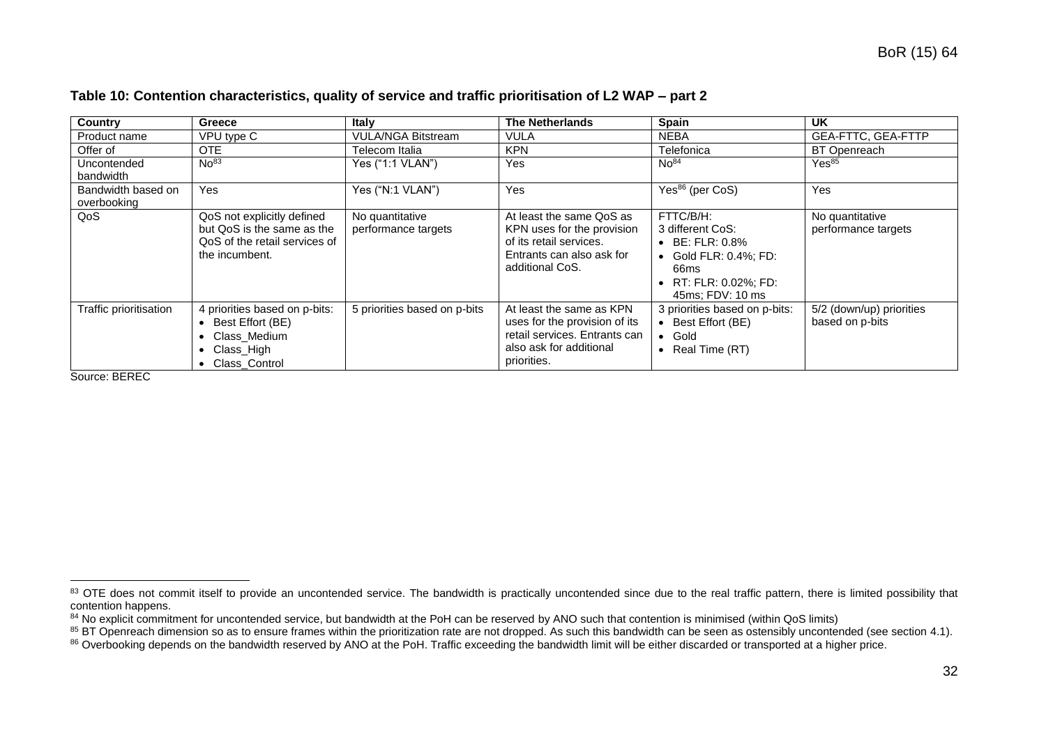**Table 10: Contention characteristics, quality of service and traffic prioritisation of L2 WAP – part 2**

| Country | Greece | Italy | The Netherlands | Spain | UK |
|---|---|---|---|---|---|
| Product name | VPU type C | VULA/NGA Bitstream | VULA | NEBA | GEA-FTTC, GEA-FTTP |
| Offer of | OTE | Telecom Italia | KPN | Telefonica | BT Openreach |
| Uncontended bandwidth | No[83] | Yes ("1:1 VLAN") | Yes | No[84] | Yes[85] |
| Bandwidth based on overbooking | Yes | Yes ("N:1 VLAN") | Yes | Yes[86] (per CoS) | Yes |
| QoS | QoS not explicitly defined but QoS is the same as the QoS of the retail services of the incumbent. | No quantitative performance targets | At least the same QoS as KPN uses for the provision of its retail services. Entrants can also ask for additional CoS. | FTTC/B/H: 3 different CoS: • BE: FLR: 0.8% • Gold FLR: 0.4%; FD: 66ms • RT: FLR: 0.02%; FD: 45ms; FDV: 10 ms | No quantitative performance targets |
| Traffic prioritisation | 4 priorities based on p-bits: • Best Effort (BE) • Class_Medium • Class_High • Class_Control | 5 priorities based on p-bits | At least the same as KPN uses for the provision of its retail services. Entrants can also ask for additional priorities. | 3 priorities based on p-bits: • Best Effort (BE) • Gold • Real Time (RT) | 5/2 (down/up) priorities based on p-bits |

Source: BEREC

---

[83] OTE does not commit itself to provide an uncontended service. The bandwidth is practically uncontended since due to the real traffic pattern, there is limited possibility that contention happens.

[84] No explicit commitment for uncontended service, but bandwidth at the PoH can be reserved by ANO such that contention is minimised (within QoS limits)

[85] BT Openreach dimension so as to ensure frames within the prioritization rate are not dropped. As such this bandwidth can be seen as ostensibly uncontended (see section 4.1).

[86] Overbooking depends on the bandwidth reserved by ANO at the PoH. Traffic exceeding the bandwidth limit will be either discarded or transported at a higher price.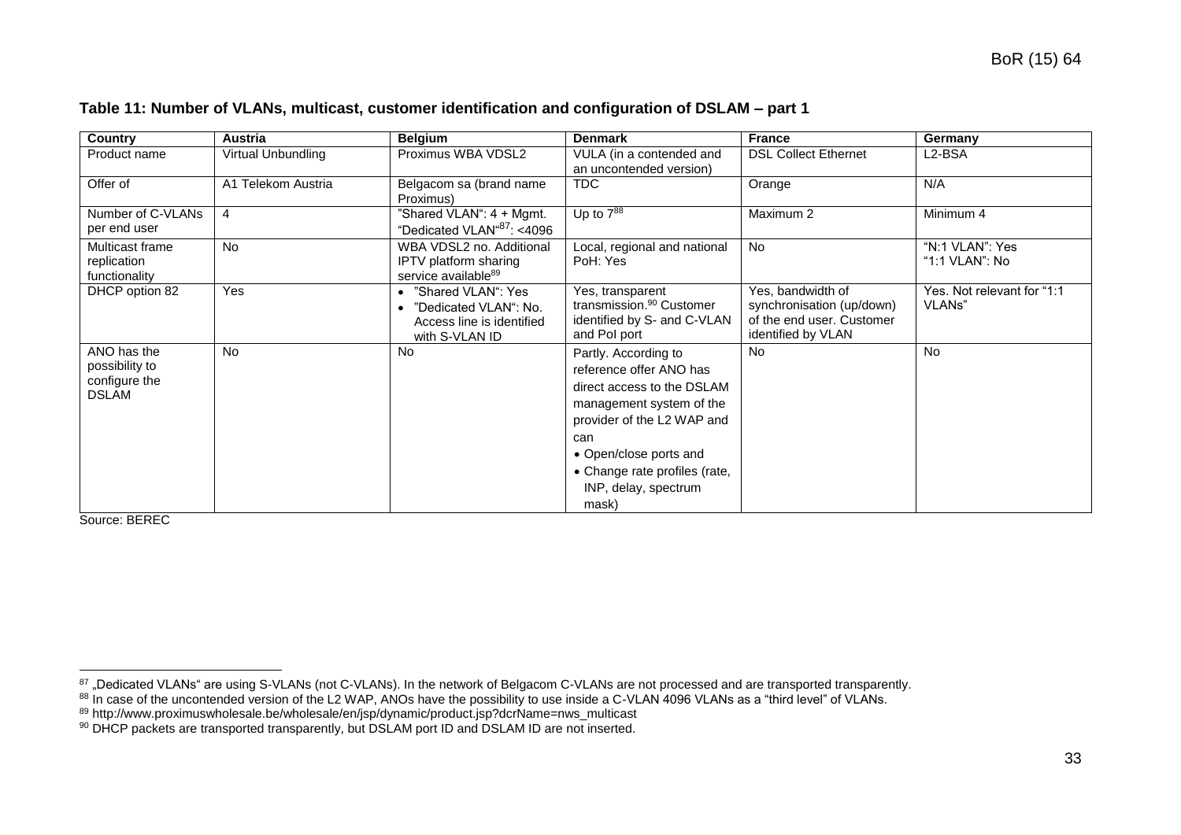**Table 11: Number of VLANs, multicast, customer identification and configuration of DSLAM – part 1**

| Country | Austria | Belgium | Denmark | France | Germany |
|---|---|---|---|---|---|
| Product name | Virtual Unbundling | Proximus WBA VDSL2 | VULA (in a contended and an uncontended version) | DSL Collect Ethernet | L2-BSA |
| Offer of | A1 Telekom Austria | Belgacom sa (brand name Proximus) | TDC | Orange | N/A |
| Number of C-VLANs per end user | 4 | "Shared VLAN": 4 + Mgmt. "Dedicated VLAN"[87]: <4096 | Up to 7[88] | Maximum 2 | Minimum 4 |
| Multicast frame replication functionality | No | WBA VDSL2 no. Additional IPTV platform sharing service available[89] | Local, regional and national PoH: Yes | No | "N:1 VLAN": Yes "1:1 VLAN": No |
| DHCP option 82 | Yes | • "Shared VLAN": Yes • "Dedicated VLAN": No. Access line is identified with S-VLAN ID | Yes, transparent transmission.[90] Customer identified by S- and C-VLAN and PoI port | Yes, bandwidth of synchronisation (up/down) of the end user. Customer identified by VLAN | Yes. Not relevant for "1:1 VLANs" |
| ANO has the possibility to configure the DSLAM | No | No | Partly. According to reference offer ANO has direct access to the DSLAM management system of the provider of the L2 WAP and can • Open/close ports and • Change rate profiles (rate, INP, delay, spectrum mask) | No | No |

Source: BEREC

[87] „Dedicated VLANs" are using S-VLANs (not C-VLANs). In the network of Belgacom C-VLANs are not processed and are transported transparently.

[88] In case of the uncontended version of the L2 WAP, ANOs have the possibility to use inside a C-VLAN 4096 VLANs as a "third level" of VLANs.

[89] http://www.proximuswholesale.be/wholesale/en/jsp/dynamic/product.jsp?dcrName=nws_multicast

[90] DHCP packets are transported transparently, but DSLAM port ID and DSLAM ID are not inserted.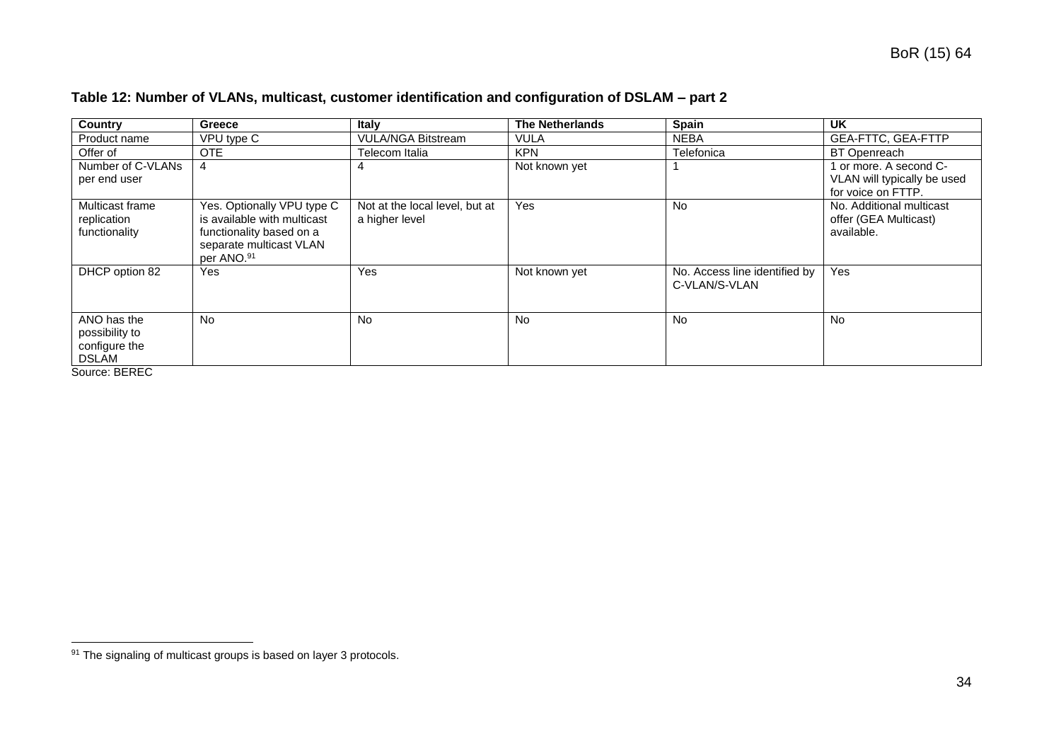**Table 12: Number of VLANs, multicast, customer identification and configuration of DSLAM – part 2**

| Country | Greece | Italy | The Netherlands | Spain | UK |
|---|---|---|---|---|---|
| Product name | VPU type C | VULA/NGA Bitstream | VULA | NEBA | GEA-FTTC, GEA-FTTP |
| Offer of | OTE | Telecom Italia | KPN | Telefonica | BT Openreach |
| Number of C-VLANs per end user | 4 | 4 | Not known yet | 1 | 1 or more. A second C-VLAN will typically be used for voice on FTTP. |
| Multicast frame replication functionality | Yes. Optionally VPU type C is available with multicast functionality based on a separate multicast VLAN per ANO.[91] | Not at the local level, but at a higher level | Yes | No | No. Additional multicast offer (GEA Multicast) available. |
| DHCP option 82 | Yes | Yes | Not known yet | No. Access line identified by C-VLAN/S-VLAN | Yes |
| ANO has the possibility to configure the DSLAM | No | No | No | No | No |

Source: BEREC

[91] The signaling of multicast groups is based on layer 3 protocols.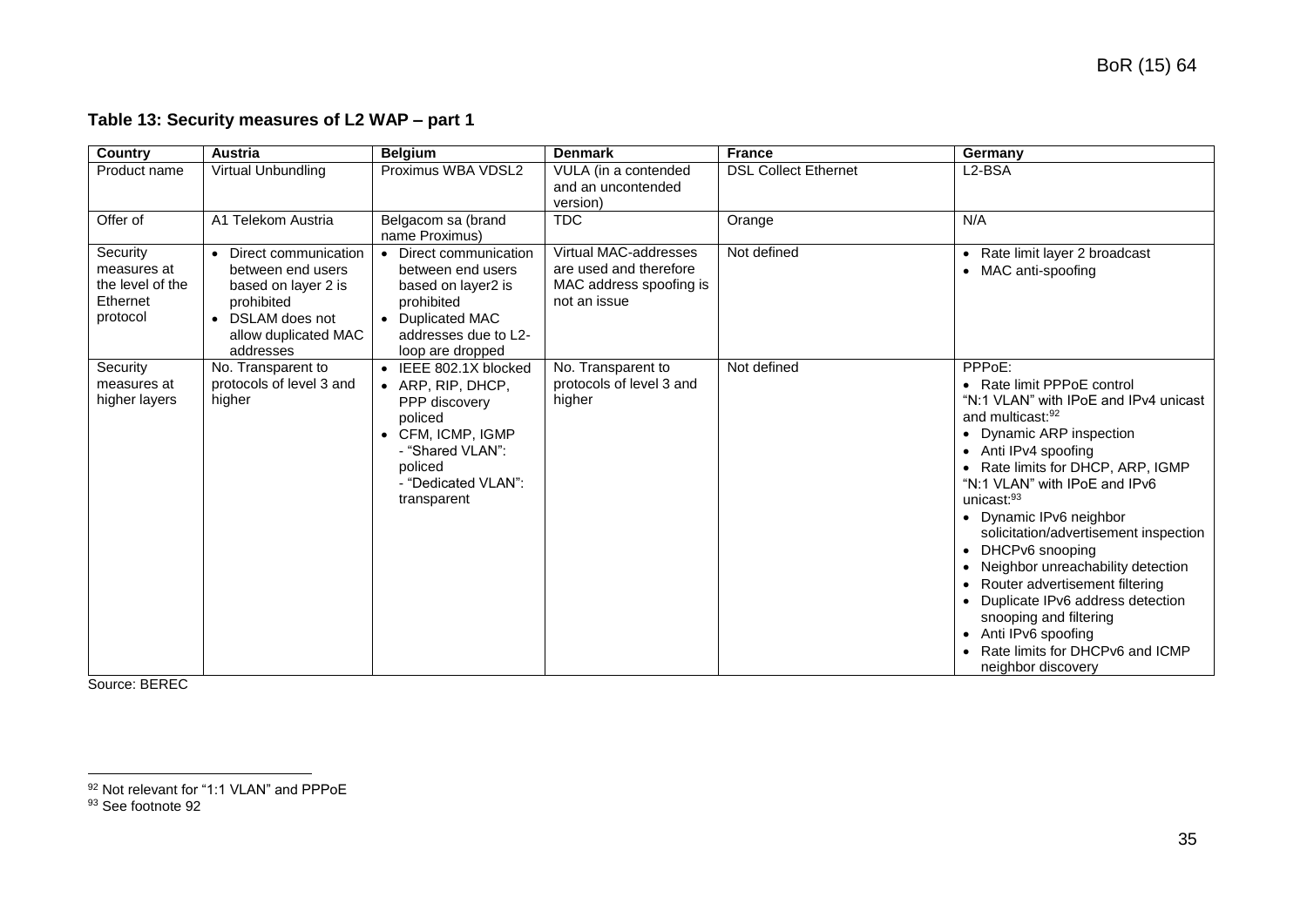**Table 13: Security measures of L2 WAP – part 1**

| Country | Austria | Belgium | Denmark | France | Germany |
|---|---|---|---|---|---|
| Product name | Virtual Unbundling | Proximus WBA VDSL2 | VULA (in a contended and an uncontended version) | DSL Collect Ethernet | L2-BSA |
| Offer of | A1 Telekom Austria | Belgacom sa (brand name Proximus) | TDC | Orange | N/A |
| Security measures at the level of the Ethernet protocol | • Direct communication between end users based on layer 2 is prohibited<br>• DSLAM does not allow duplicated MAC addresses | • Direct communication between end users based on layer2 is prohibited<br>• Duplicated MAC addresses due to L2-loop are dropped | Virtual MAC-addresses are used and therefore MAC address spoofing is not an issue | Not defined | • Rate limit layer 2 broadcast<br>• MAC anti-spoofing |
| Security measures at higher layers | No. Transparent to protocols of level 3 and higher | • IEEE 802.1X blocked<br>• ARP, RIP, DHCP, PPP discovery policed<br>• CFM, ICMP, IGMP<br>- "Shared VLAN": policed<br>- "Dedicated VLAN": transparent | No. Transparent to protocols of level 3 and higher | Not defined | PPPoE:<br>• Rate limit PPPoE control<br>"N:1 VLAN" with IPoE and IPv4 unicast and multicast:[92]<br>• Dynamic ARP inspection<br>• Anti IPv4 spoofing<br>• Rate limits for DHCP, ARP, IGMP<br>"N:1 VLAN" with IPoE and IPv6 unicast:[93]<br>• Dynamic IPv6 neighbor solicitation/advertisement inspection<br>• DHCPv6 snooping<br>• Neighbor unreachability detection<br>• Router advertisement filtering<br>• Duplicate IPv6 address detection snooping and filtering<br>• Anti IPv6 spoofing<br>• Rate limits for DHCPv6 and ICMP neighbor discovery |

Source: BEREC

[92] Not relevant for "1:1 VLAN" and PPPoE

[93] See footnote 92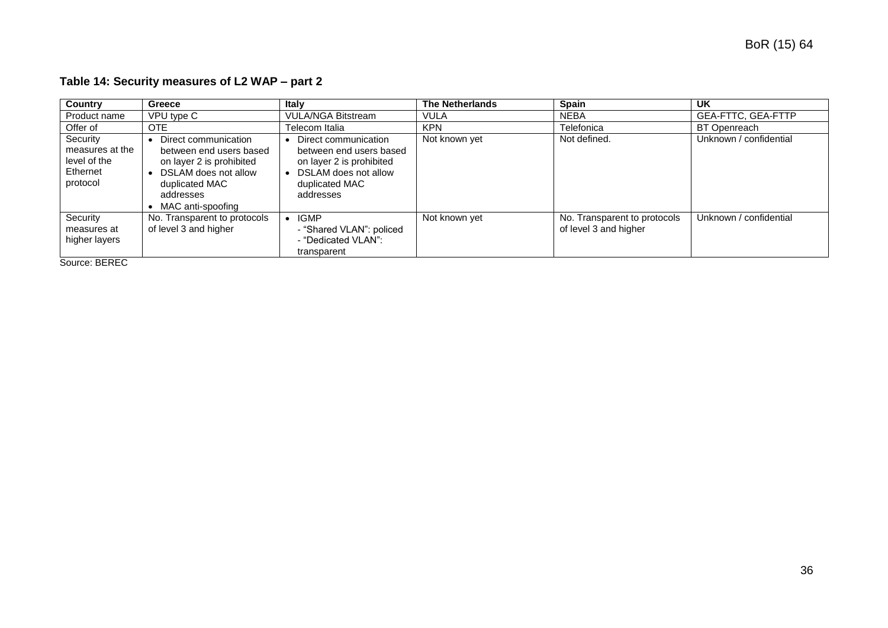**Table 14: Security measures of L2 WAP – part 2**

| Country | Greece | Italy | The Netherlands | Spain | UK |
|---|---|---|---|---|---|
| Product name | VPU type C | VULA/NGA Bitstream | VULA | NEBA | GEA-FTTC, GEA-FTTP |
| Offer of | OTE | Telecom Italia | KPN | Telefonica | BT Openreach |
| Security measures at the level of the Ethernet protocol | • Direct communication between end users based on layer 2 is prohibited<br>• DSLAM does not allow duplicated MAC addresses<br>• MAC anti-spoofing | • Direct communication between end users based on layer 2 is prohibited<br>• DSLAM does not allow duplicated MAC addresses | Not known yet | Not defined. | Unknown / confidential |
| Security measures at higher layers | No. Transparent to protocols of level 3 and higher | • IGMP<br>- "Shared VLAN": policed<br>- "Dedicated VLAN": transparent | Not known yet | No. Transparent to protocols of level 3 and higher | Unknown / confidential |

Source: BEREC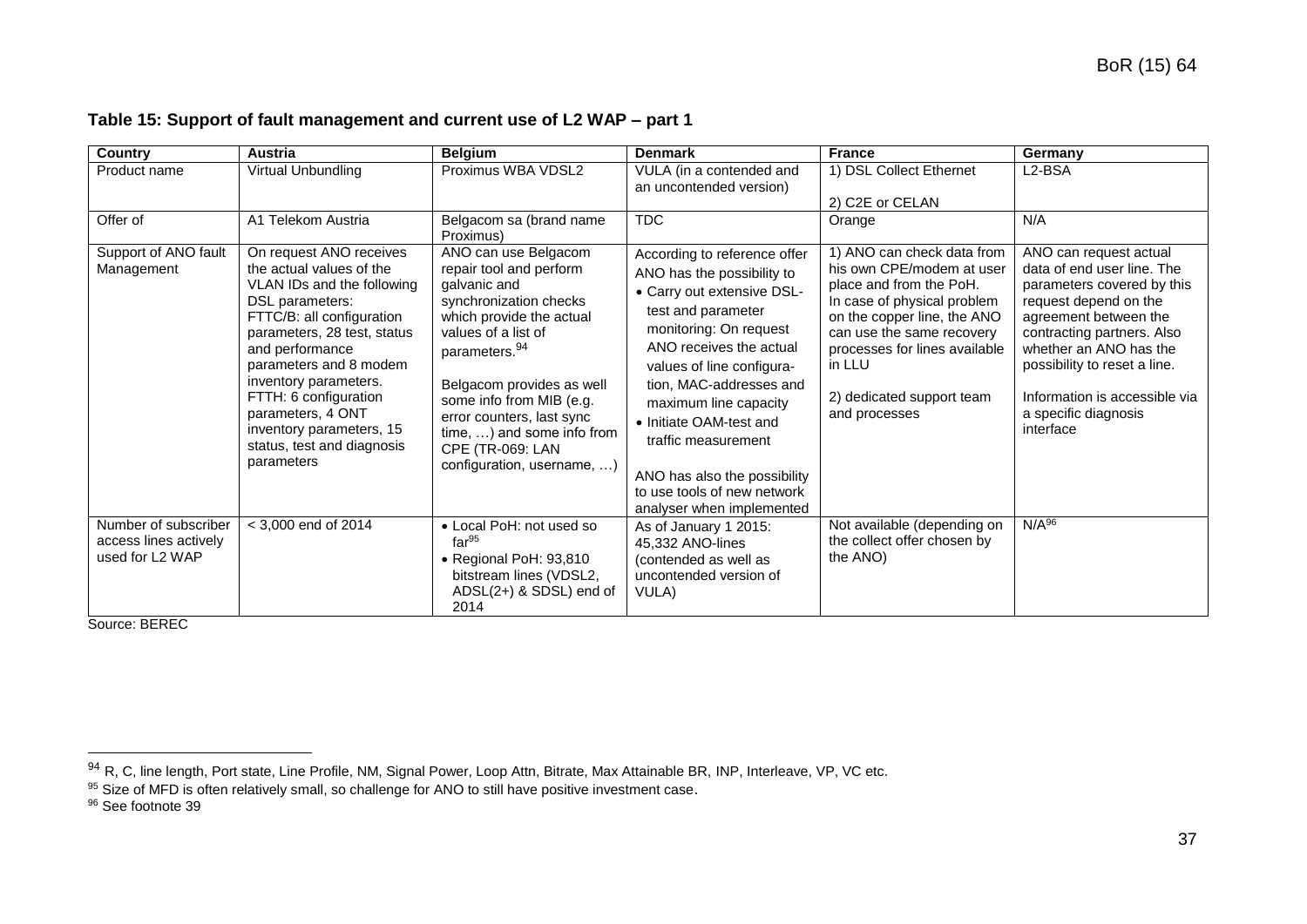**Table 15: Support of fault management and current use of L2 WAP – part 1**

| Country | Austria | Belgium | Denmark | France | Germany |
|---|---|---|---|---|---|
| Product name | Virtual Unbundling | Proximus WBA VDSL2 | VULA (in a contended and an uncontended version) | 1) DSL Collect Ethernet<br><br>2) C2E or CELAN | L2-BSA |
| Offer of | A1 Telekom Austria | Belgacom sa (brand name Proximus) | TDC | Orange | N/A |
| Support of ANO fault Management | On request ANO receives the actual values of the VLAN IDs and the following DSL parameters:<br>FTTC/B: all configuration parameters, 28 test, status and performance parameters and 8 modem inventory parameters.<br>FTTH: 6 configuration parameters, 4 ONT inventory parameters, 15 status, test and diagnosis parameters | ANO can use Belgacom repair tool and perform galvanic and synchronization checks which provide the actual values of a list of parameters.[94]<br><br>Belgacom provides as well some info from MIB (e.g. error counters, last sync time, …) and some info from CPE (TR-069: LAN configuration, username, …) | According to reference offer ANO has the possibility to<br>• Carry out extensive DSL-test and parameter monitoring: On request ANO receives the actual values of line configura-tion, MAC-addresses and maximum line capacity<br>• Initiate OAM-test and traffic measurement<br><br>ANO has also the possibility to use tools of new network analyser when implemented | 1) ANO can check data from his own CPE/modem at user place and from the PoH. In case of physical problem on the copper line, the ANO can use the same recovery processes for lines available in LLU<br><br>2) dedicated support team and processes | ANO can request actual data of end user line. The parameters covered by this request depend on the agreement between the contracting partners. Also whether an ANO has the possibility to reset a line.<br><br>Information is accessible via a specific diagnosis interface |
| Number of subscriber access lines actively used for L2 WAP | < 3,000 end of 2014 | • Local PoH: not used so far[95]<br>• Regional PoH: 93,810 bitstream lines (VDSL2, ADSL(2+) & SDSL) end of 2014 | As of January 1 2015: 45,332 ANO-lines (contended as well as uncontended version of VULA) | Not available (depending on the collect offer chosen by the ANO) | N/A[96] |

Source: BEREC

---

[94] R, C, line length, Port state, Line Profile, NM, Signal Power, Loop Attn, Bitrate, Max Attainable BR, INP, Interleave, VP, VC etc.

[95] Size of MFD is often relatively small, so challenge for ANO to still have positive investment case.

[96] See footnote 39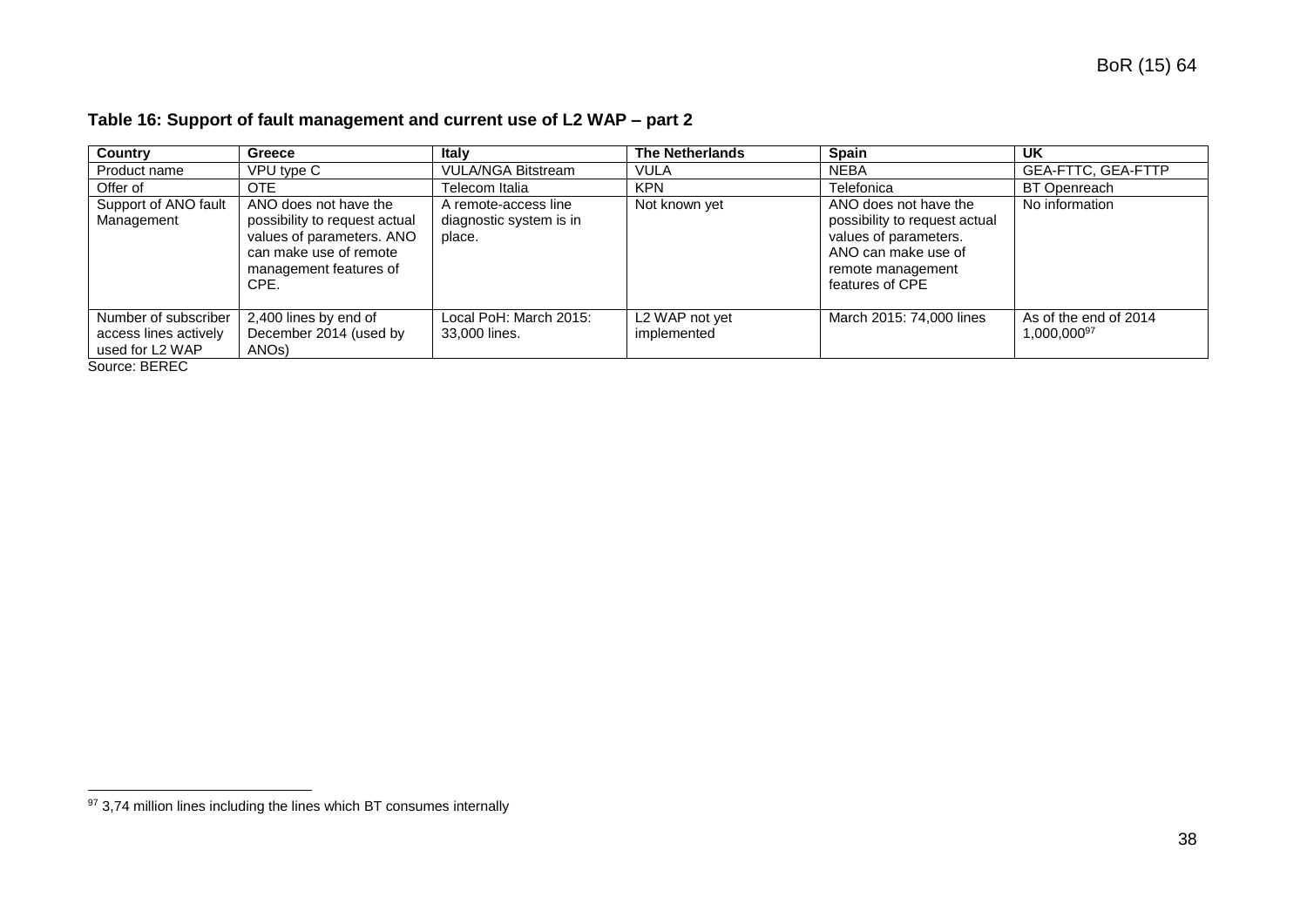**Table 16: Support of fault management and current use of L2 WAP – part 2**

| Country | Greece | Italy | The Netherlands | Spain | UK |
|---|---|---|---|---|---|
| Product name | VPU type C | VULA/NGA Bitstream | VULA | NEBA | GEA-FTTC, GEA-FTTP |
| Offer of | OTE | Telecom Italia | KPN | Telefonica | BT Openreach |
| Support of ANO fault Management | ANO does not have the possibility to request actual values of parameters. ANO can make use of remote management features of CPE. | A remote-access line diagnostic system is in place. | Not known yet | ANO does not have the possibility to request actual values of parameters. ANO can make use of remote management features of CPE | No information |
| Number of subscriber access lines actively used for L2 WAP | 2,400 lines by end of December 2014 (used by ANOs) | Local PoH: March 2015: 33,000 lines. | L2 WAP not yet implemented | March 2015: 74,000 lines | As of the end of 2014 1,000,000[97] |

Source: BEREC

[97] 3,74 million lines including the lines which BT consumes internally